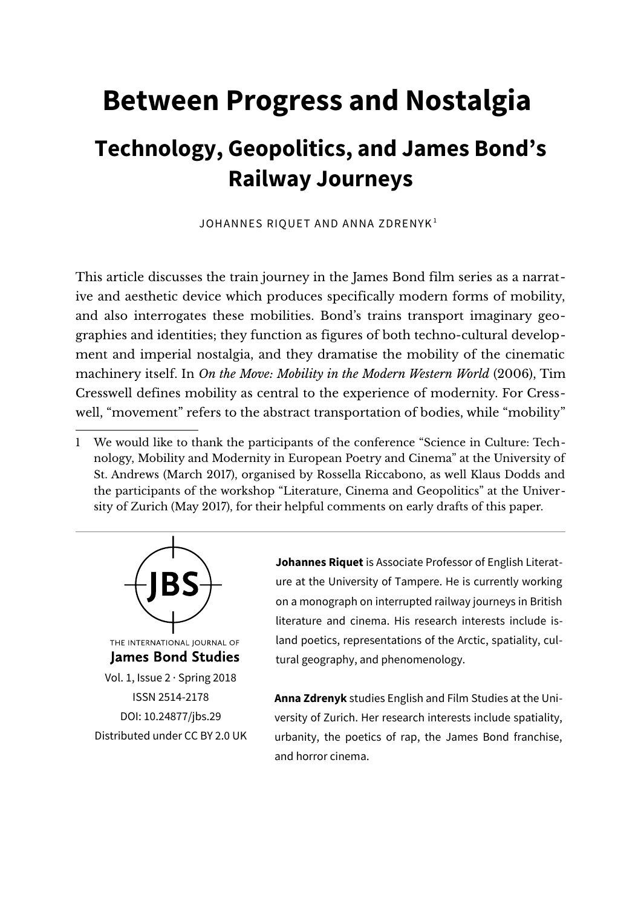# Between Progress and Nostalgia

## Technology, Geopolitics, and James Bond's Railway Journeys

JOHANNES RIQUET AND ANNA ZDRENYK[1]

This article discusses the train journey in the James Bond film series as a narrative and aesthetic device which produces specifically modern forms of mobility, and also interrogates these mobilities. Bond's trains transport imaginary geographies and identities; they function as figures of both techno-cultural development and imperial nostalgia, and they dramatise the mobility of the cinematic machinery itself. In *On the Move: Mobility in the Modern Western World* (2006), Tim Cresswell defines mobility as central to the experience of modernity. For Cresswell, "movement" refers to the abstract transportation of bodies, while "mobility"

1 We would like to thank the participants of the conference "Science in Culture: Technology, Mobility and Modernity in European Poetry and Cinema" at the University of St. Andrews (March 2017), organised by Rossella Riccabono, as well Klaus Dodds and the participants of the workshop "Literature, Cinema and Geopolitics" at the University of Zurich (May 2017), for their helpful comments on early drafts of this paper.

THE INTERNATIONAL JOURNAL OF **James Bond Studies**
Vol. 1, Issue 2 · Spring 2018
ISSN 2514-2178
DOI: 10.24877/jbs.29
Distributed under CC BY 2.0 UK

**Johannes Riquet** is Associate Professor of English Literature at the University of Tampere. He is currently working on a monograph on interrupted railway journeys in British literature and cinema. His research interests include island poetics, representations of the Arctic, spatiality, cultural geography, and phenomenology.

**Anna Zdrenyk** studies English and Film Studies at the University of Zurich. Her research interests include spatiality, urbanity, the poetics of rap, the James Bond franchise, and horror cinema.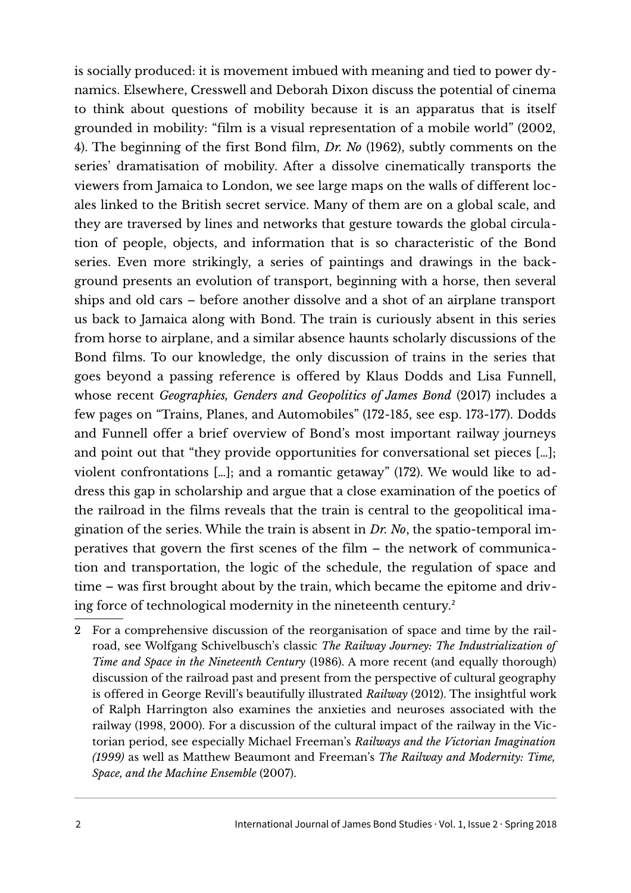is socially produced: it is movement imbued with meaning and tied to power dynamics. Elsewhere, Cresswell and Deborah Dixon discuss the potential of cinema to think about questions of mobility because it is an apparatus that is itself grounded in mobility: "film is a visual representation of a mobile world" (2002, 4). The beginning of the first Bond film, *Dr. No* (1962), subtly comments on the series' dramatisation of mobility. After a dissolve cinematically transports the viewers from Jamaica to London, we see large maps on the walls of different locales linked to the British secret service. Many of them are on a global scale, and they are traversed by lines and networks that gesture towards the global circulation of people, objects, and information that is so characteristic of the Bond series. Even more strikingly, a series of paintings and drawings in the background presents an evolution of transport, beginning with a horse, then several ships and old cars – before another dissolve and a shot of an airplane transport us back to Jamaica along with Bond. The train is curiously absent in this series from horse to airplane, and a similar absence haunts scholarly discussions of the Bond films. To our knowledge, the only discussion of trains in the series that goes beyond a passing reference is offered by Klaus Dodds and Lisa Funnell, whose recent *Geographies, Genders and Geopolitics of James Bond* (2017) includes a few pages on "Trains, Planes, and Automobiles" (172-185, see esp. 173-177). Dodds and Funnell offer a brief overview of Bond's most important railway journeys and point out that "they provide opportunities for conversational set pieces [...]; violent confrontations [...]; and a romantic getaway" (172). We would like to address this gap in scholarship and argue that a close examination of the poetics of the railroad in the films reveals that the train is central to the geopolitical imagination of the series. While the train is absent in *Dr. No*, the spatio-temporal imperatives that govern the first scenes of the film – the network of communication and transportation, the logic of the schedule, the regulation of space and time – was first brought about by the train, which became the epitome and driving force of technological modernity in the nineteenth century.[2]

2 For a comprehensive discussion of the reorganisation of space and time by the railroad, see Wolfgang Schivelbusch's classic *The Railway Journey: The Industrialization of Time and Space in the Nineteenth Century* (1986). A more recent (and equally thorough) discussion of the railroad past and present from the perspective of cultural geography is offered in George Revill's beautifully illustrated *Railway* (2012). The insightful work of Ralph Harrington also examines the anxieties and neuroses associated with the railway (1998, 2000). For a discussion of the cultural impact of the railway in the Victorian period, see especially Michael Freeman's *Railways and the Victorian Imagination (1999)* as well as Matthew Beaumont and Freeman's *The Railway and Modernity: Time, Space, and the Machine Ensemble* (2007).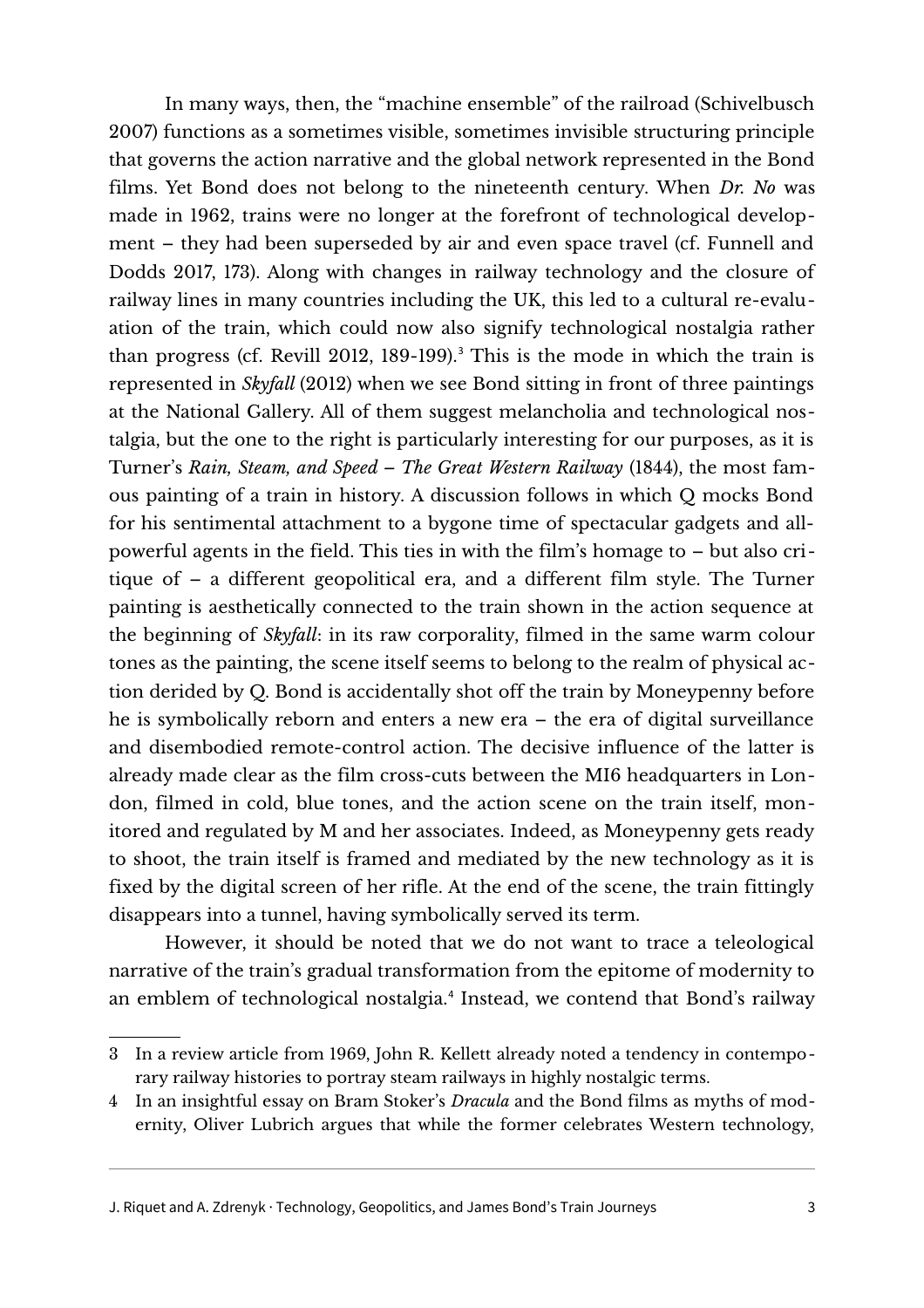In many ways, then, the "machine ensemble" of the railroad (Schivelbusch 2007) functions as a sometimes visible, sometimes invisible structuring principle that governs the action narrative and the global network represented in the Bond films. Yet Bond does not belong to the nineteenth century. When *Dr. No* was made in 1962, trains were no longer at the forefront of technological development – they had been superseded by air and even space travel (cf. Funnell and Dodds 2017, 173). Along with changes in railway technology and the closure of railway lines in many countries including the UK, this led to a cultural re-evaluation of the train, which could now also signify technological nostalgia rather than progress (cf. Revill 2012, 189-199).[3] This is the mode in which the train is represented in *Skyfall* (2012) when we see Bond sitting in front of three paintings at the National Gallery. All of them suggest melancholia and technological nostalgia, but the one to the right is particularly interesting for our purposes, as it is Turner's *Rain, Steam, and Speed – The Great Western Railway* (1844), the most famous painting of a train in history. A discussion follows in which Q mocks Bond for his sentimental attachment to a bygone time of spectacular gadgets and all-powerful agents in the field. This ties in with the film's homage to – but also critique of – a different geopolitical era, and a different film style. The Turner painting is aesthetically connected to the train shown in the action sequence at the beginning of *Skyfall*: in its raw corporality, filmed in the same warm colour tones as the painting, the scene itself seems to belong to the realm of physical action derided by Q. Bond is accidentally shot off the train by Moneypenny before he is symbolically reborn and enters a new era – the era of digital surveillance and disembodied remote-control action. The decisive influence of the latter is already made clear as the film cross-cuts between the MI6 headquarters in London, filmed in cold, blue tones, and the action scene on the train itself, monitored and regulated by M and her associates. Indeed, as Moneypenny gets ready to shoot, the train itself is framed and mediated by the new technology as it is fixed by the digital screen of her rifle. At the end of the scene, the train fittingly disappears into a tunnel, having symbolically served its term.

However, it should be noted that we do not want to trace a teleological narrative of the train's gradual transformation from the epitome of modernity to an emblem of technological nostalgia.[4] Instead, we contend that Bond's railway

---

3 In a review article from 1969, John R. Kellett already noted a tendency in contemporary railway histories to portray steam railways in highly nostalgic terms.

4 In an insightful essay on Bram Stoker's *Dracula* and the Bond films as myths of modernity, Oliver Lubrich argues that while the former celebrates Western technology,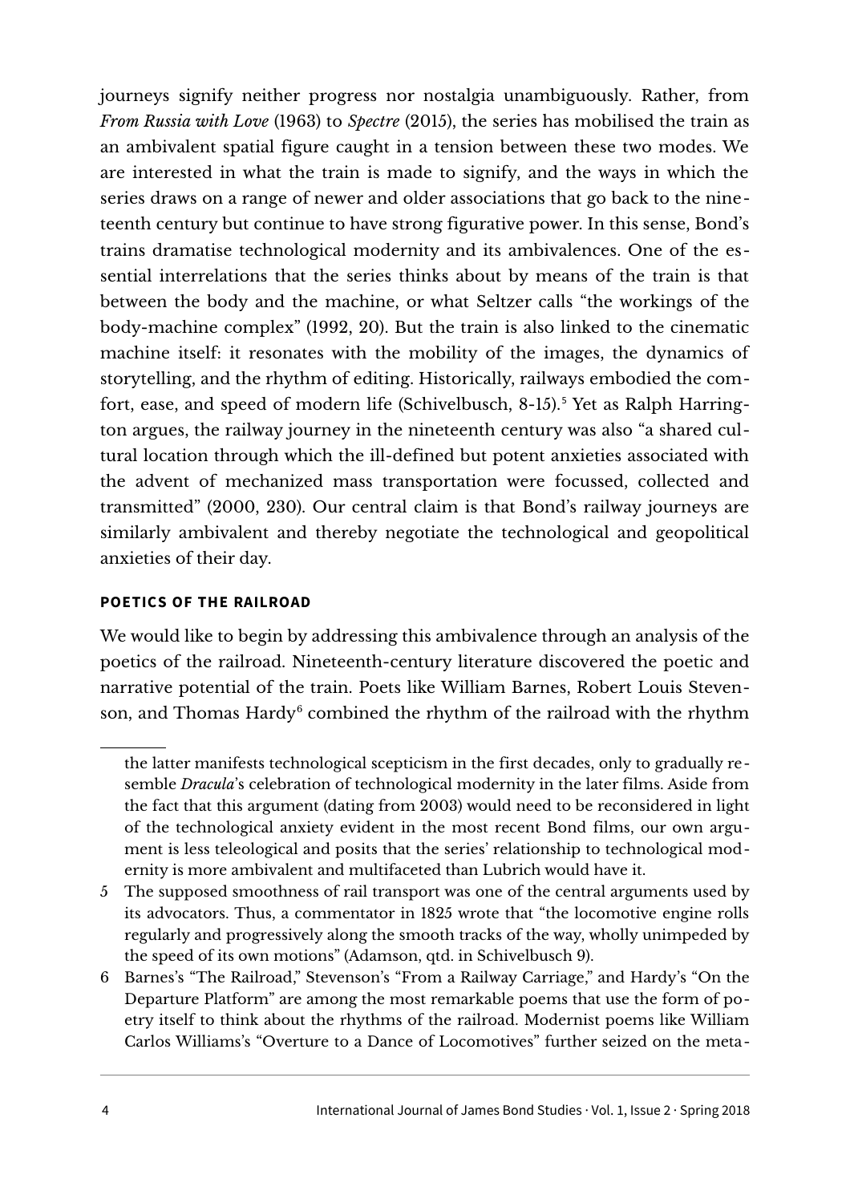journeys signify neither progress nor nostalgia unambiguously. Rather, from *From Russia with Love* (1963) to *Spectre* (2015), the series has mobilised the train as an ambivalent spatial figure caught in a tension between these two modes. We are interested in what the train is made to signify, and the ways in which the series draws on a range of newer and older associations that go back to the nineteenth century but continue to have strong figurative power. In this sense, Bond's trains dramatise technological modernity and its ambivalences. One of the essential interrelations that the series thinks about by means of the train is that between the body and the machine, or what Seltzer calls "the workings of the body-machine complex" (1992, 20). But the train is also linked to the cinematic machine itself: it resonates with the mobility of the images, the dynamics of storytelling, and the rhythm of editing. Historically, railways embodied the comfort, ease, and speed of modern life (Schivelbusch, 8-15).[5] Yet as Ralph Harrington argues, the railway journey in the nineteenth century was also "a shared cultural location through which the ill-defined but potent anxieties associated with the advent of mechanized mass transportation were focussed, collected and transmitted" (2000, 230). Our central claim is that Bond's railway journeys are similarly ambivalent and thereby negotiate the technological and geopolitical anxieties of their day.

## POETICS OF THE RAILROAD

We would like to begin by addressing this ambivalence through an analysis of the poetics of the railroad. Nineteenth-century literature discovered the poetic and narrative potential of the train. Poets like William Barnes, Robert Louis Stevenson, and Thomas Hardy[6] combined the rhythm of the railroad with the rhythm

---

the latter manifests technological scepticism in the first decades, only to gradually resemble *Dracula*'s celebration of technological modernity in the later films. Aside from the fact that this argument (dating from 2003) would need to be reconsidered in light of the technological anxiety evident in the most recent Bond films, our own argument is less teleological and posits that the series' relationship to technological modernity is more ambivalent and multifaceted than Lubrich would have it.

5 The supposed smoothness of rail transport was one of the central arguments used by its advocators. Thus, a commentator in 1825 wrote that "the locomotive engine rolls regularly and progressively along the smooth tracks of the way, wholly unimpeded by the speed of its own motions" (Adamson, qtd. in Schivelbusch 9).

6 Barnes's "The Railroad," Stevenson's "From a Railway Carriage," and Hardy's "On the Departure Platform" are among the most remarkable poems that use the form of poetry itself to think about the rhythms of the railroad. Modernist poems like William Carlos Williams's "Overture to a Dance of Locomotives" further seized on the meta-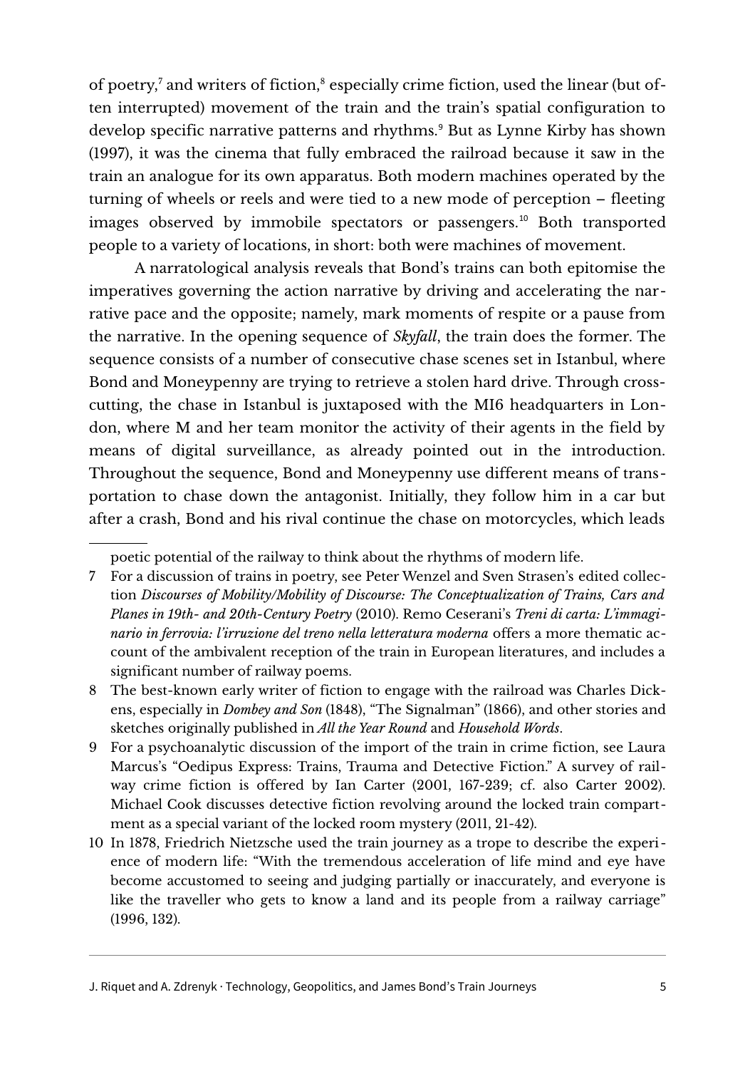of poetry,[7] and writers of fiction,[8] especially crime fiction, used the linear (but often interrupted) movement of the train and the train's spatial configuration to develop specific narrative patterns and rhythms.[9] But as Lynne Kirby has shown (1997), it was the cinema that fully embraced the railroad because it saw in the train an analogue for its own apparatus. Both modern machines operated by the turning of wheels or reels and were tied to a new mode of perception – fleeting images observed by immobile spectators or passengers.[10] Both transported people to a variety of locations, in short: both were machines of movement.

A narratological analysis reveals that Bond's trains can both epitomise the imperatives governing the action narrative by driving and accelerating the narrative pace and the opposite; namely, mark moments of respite or a pause from the narrative. In the opening sequence of *Skyfall*, the train does the former. The sequence consists of a number of consecutive chase scenes set in Istanbul, where Bond and Moneypenny are trying to retrieve a stolen hard drive. Through crosscutting, the chase in Istanbul is juxtaposed with the MI6 headquarters in London, where M and her team monitor the activity of their agents in the field by means of digital surveillance, as already pointed out in the introduction. Throughout the sequence, Bond and Moneypenny use different means of transportation to chase down the antagonist. Initially, they follow him in a car but after a crash, Bond and his rival continue the chase on motorcycles, which leads

---

poetic potential of the railway to think about the rhythms of modern life.

7 For a discussion of trains in poetry, see Peter Wenzel and Sven Strasen's edited collection *Discourses of Mobility/Mobility of Discourse: The Conceptualization of Trains, Cars and Planes in 19th- and 20th-Century Poetry* (2010). Remo Ceserani's *Treni di carta: L'immaginario in ferrovia: l'irruzione del treno nella letteratura moderna* offers a more thematic account of the ambivalent reception of the train in European literatures, and includes a significant number of railway poems.

8 The best-known early writer of fiction to engage with the railroad was Charles Dickens, especially in *Dombey and Son* (1848), "The Signalman" (1866), and other stories and sketches originally published in *All the Year Round* and *Household Words*.

9 For a psychoanalytic discussion of the import of the train in crime fiction, see Laura Marcus's "Oedipus Express: Trains, Trauma and Detective Fiction." A survey of railway crime fiction is offered by Ian Carter (2001, 167-239; cf. also Carter 2002). Michael Cook discusses detective fiction revolving around the locked train compartment as a special variant of the locked room mystery (2011, 21-42).

10 In 1878, Friedrich Nietzsche used the train journey as a trope to describe the experience of modern life: "With the tremendous acceleration of life mind and eye have become accustomed to seeing and judging partially or inaccurately, and everyone is like the traveller who gets to know a land and its people from a railway carriage" (1996, 132).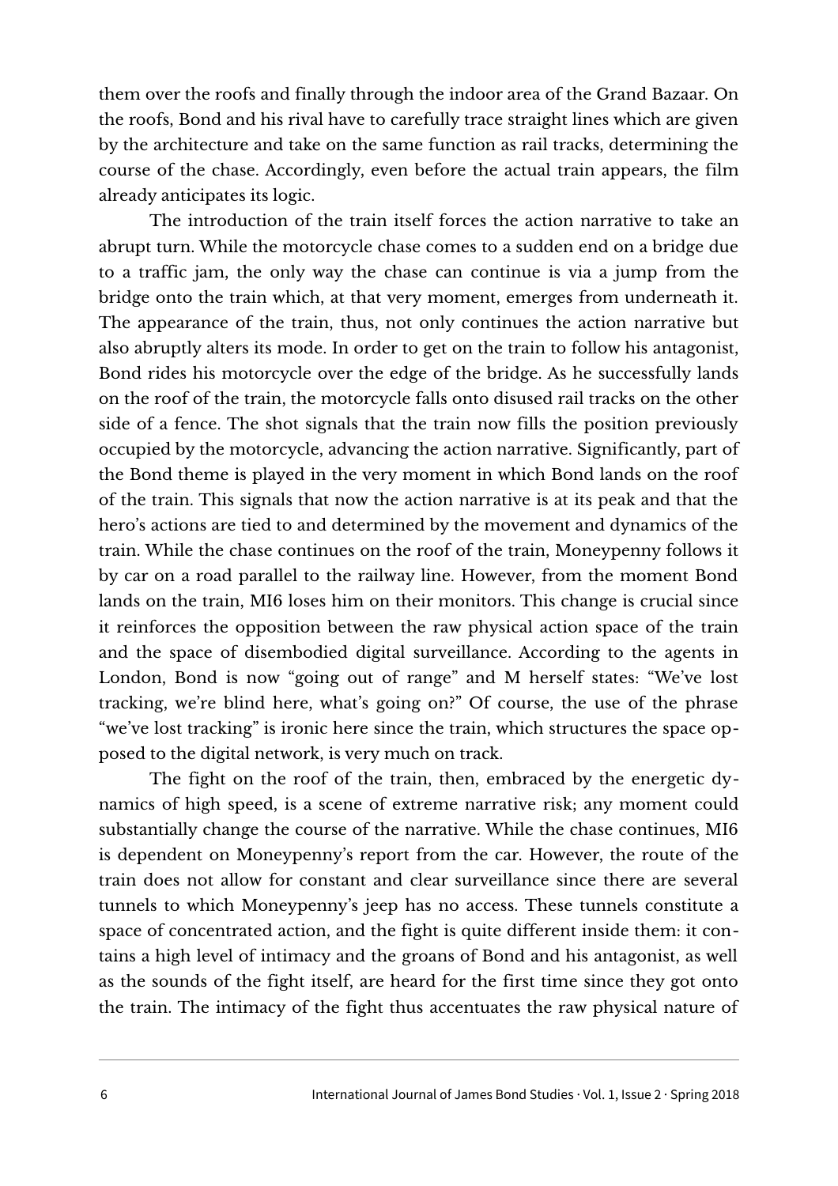them over the roofs and finally through the indoor area of the Grand Bazaar. On the roofs, Bond and his rival have to carefully trace straight lines which are given by the architecture and take on the same function as rail tracks, determining the course of the chase. Accordingly, even before the actual train appears, the film already anticipates its logic.

The introduction of the train itself forces the action narrative to take an abrupt turn. While the motorcycle chase comes to a sudden end on a bridge due to a traffic jam, the only way the chase can continue is via a jump from the bridge onto the train which, at that very moment, emerges from underneath it. The appearance of the train, thus, not only continues the action narrative but also abruptly alters its mode. In order to get on the train to follow his antagonist, Bond rides his motorcycle over the edge of the bridge. As he successfully lands on the roof of the train, the motorcycle falls onto disused rail tracks on the other side of a fence. The shot signals that the train now fills the position previously occupied by the motorcycle, advancing the action narrative. Significantly, part of the Bond theme is played in the very moment in which Bond lands on the roof of the train. This signals that now the action narrative is at its peak and that the hero's actions are tied to and determined by the movement and dynamics of the train. While the chase continues on the roof of the train, Moneypenny follows it by car on a road parallel to the railway line. However, from the moment Bond lands on the train, MI6 loses him on their monitors. This change is crucial since it reinforces the opposition between the raw physical action space of the train and the space of disembodied digital surveillance. According to the agents in London, Bond is now "going out of range" and M herself states: "We've lost tracking, we're blind here, what's going on?" Of course, the use of the phrase "we've lost tracking" is ironic here since the train, which structures the space opposed to the digital network, is very much on track.

The fight on the roof of the train, then, embraced by the energetic dynamics of high speed, is a scene of extreme narrative risk; any moment could substantially change the course of the narrative. While the chase continues, MI6 is dependent on Moneypenny's report from the car. However, the route of the train does not allow for constant and clear surveillance since there are several tunnels to which Moneypenny's jeep has no access. These tunnels constitute a space of concentrated action, and the fight is quite different inside them: it contains a high level of intimacy and the groans of Bond and his antagonist, as well as the sounds of the fight itself, are heard for the first time since they got onto the train. The intimacy of the fight thus accentuates the raw physical nature of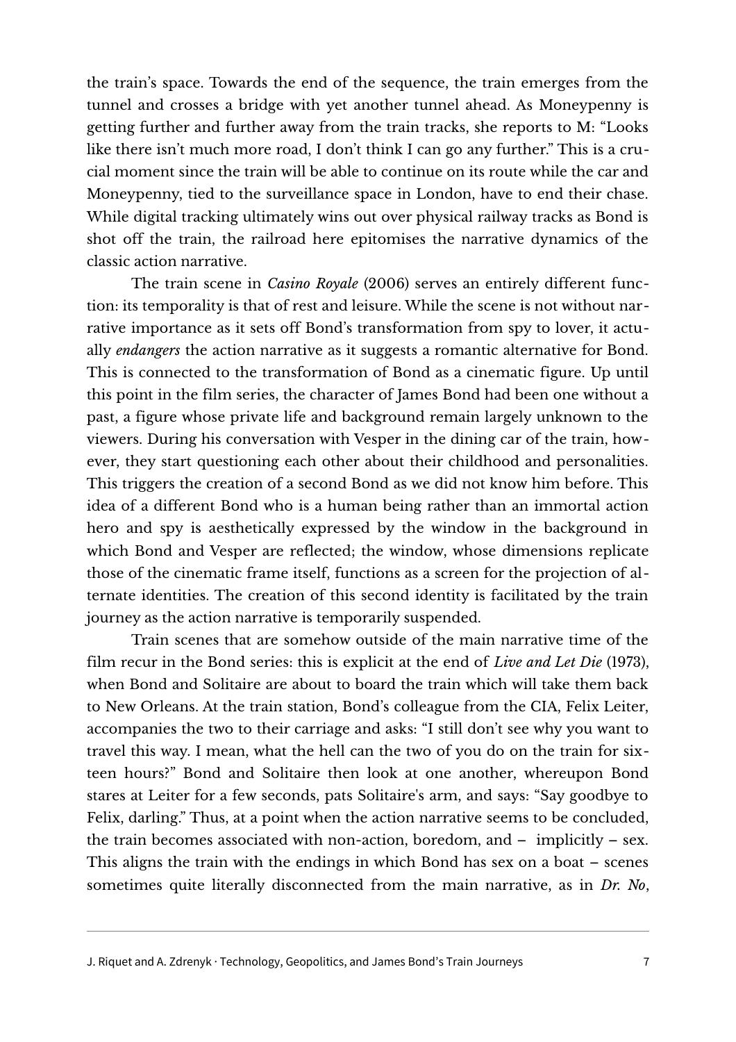the train's space. Towards the end of the sequence, the train emerges from the tunnel and crosses a bridge with yet another tunnel ahead. As Moneypenny is getting further and further away from the train tracks, she reports to M: "Looks like there isn't much more road, I don't think I can go any further." This is a crucial moment since the train will be able to continue on its route while the car and Moneypenny, tied to the surveillance space in London, have to end their chase. While digital tracking ultimately wins out over physical railway tracks as Bond is shot off the train, the railroad here epitomises the narrative dynamics of the classic action narrative.

The train scene in *Casino Royale* (2006) serves an entirely different function: its temporality is that of rest and leisure. While the scene is not without narrative importance as it sets off Bond's transformation from spy to lover, it actually *endangers* the action narrative as it suggests a romantic alternative for Bond. This is connected to the transformation of Bond as a cinematic figure. Up until this point in the film series, the character of James Bond had been one without a past, a figure whose private life and background remain largely unknown to the viewers. During his conversation with Vesper in the dining car of the train, however, they start questioning each other about their childhood and personalities. This triggers the creation of a second Bond as we did not know him before. This idea of a different Bond who is a human being rather than an immortal action hero and spy is aesthetically expressed by the window in the background in which Bond and Vesper are reflected; the window, whose dimensions replicate those of the cinematic frame itself, functions as a screen for the projection of alternate identities. The creation of this second identity is facilitated by the train journey as the action narrative is temporarily suspended.

Train scenes that are somehow outside of the main narrative time of the film recur in the Bond series: this is explicit at the end of *Live and Let Die* (1973), when Bond and Solitaire are about to board the train which will take them back to New Orleans. At the train station, Bond's colleague from the CIA, Felix Leiter, accompanies the two to their carriage and asks: "I still don't see why you want to travel this way. I mean, what the hell can the two of you do on the train for sixteen hours?" Bond and Solitaire then look at one another, whereupon Bond stares at Leiter for a few seconds, pats Solitaire's arm, and says: "Say goodbye to Felix, darling." Thus, at a point when the action narrative seems to be concluded, the train becomes associated with non-action, boredom, and – implicitly – sex. This aligns the train with the endings in which Bond has sex on a boat – scenes sometimes quite literally disconnected from the main narrative, as in *Dr. No*,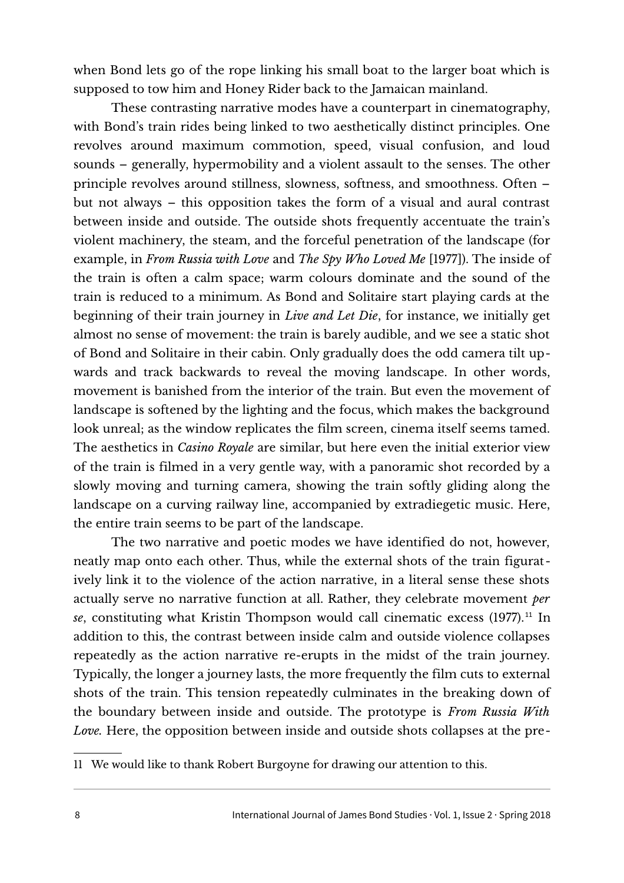when Bond lets go of the rope linking his small boat to the larger boat which is supposed to tow him and Honey Rider back to the Jamaican mainland.

These contrasting narrative modes have a counterpart in cinematography, with Bond's train rides being linked to two aesthetically distinct principles. One revolves around maximum commotion, speed, visual confusion, and loud sounds – generally, hypermobility and a violent assault to the senses. The other principle revolves around stillness, slowness, softness, and smoothness. Often – but not always – this opposition takes the form of a visual and aural contrast between inside and outside. The outside shots frequently accentuate the train's violent machinery, the steam, and the forceful penetration of the landscape (for example, in *From Russia with Love* and *The Spy Who Loved Me* [1977]). The inside of the train is often a calm space; warm colours dominate and the sound of the train is reduced to a minimum. As Bond and Solitaire start playing cards at the beginning of their train journey in *Live and Let Die*, for instance, we initially get almost no sense of movement: the train is barely audible, and we see a static shot of Bond and Solitaire in their cabin. Only gradually does the odd camera tilt upwards and track backwards to reveal the moving landscape. In other words, movement is banished from the interior of the train. But even the movement of landscape is softened by the lighting and the focus, which makes the background look unreal; as the window replicates the film screen, cinema itself seems tamed. The aesthetics in *Casino Royale* are similar, but here even the initial exterior view of the train is filmed in a very gentle way, with a panoramic shot recorded by a slowly moving and turning camera, showing the train softly gliding along the landscape on a curving railway line, accompanied by extradiegetic music. Here, the entire train seems to be part of the landscape.

The two narrative and poetic modes we have identified do not, however, neatly map onto each other. Thus, while the external shots of the train figuratively link it to the violence of the action narrative, in a literal sense these shots actually serve no narrative function at all. Rather, they celebrate movement *per se*, constituting what Kristin Thompson would call cinematic excess (1977).[11] In addition to this, the contrast between inside calm and outside violence collapses repeatedly as the action narrative re-erupts in the midst of the train journey. Typically, the longer a journey lasts, the more frequently the film cuts to external shots of the train. This tension repeatedly culminates in the breaking down of the boundary between inside and outside. The prototype is *From Russia With Love.* Here, the opposition between inside and outside shots collapses at the pre-

11 We would like to thank Robert Burgoyne for drawing our attention to this.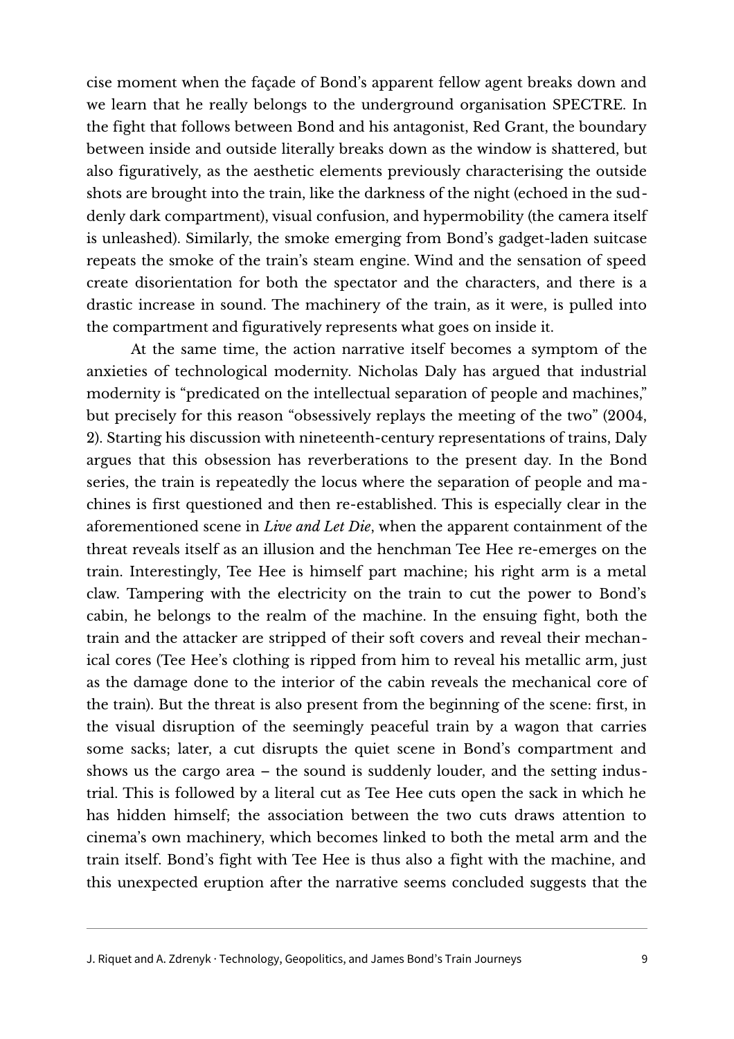cise moment when the façade of Bond's apparent fellow agent breaks down and we learn that he really belongs to the underground organisation SPECTRE. In the fight that follows between Bond and his antagonist, Red Grant, the boundary between inside and outside literally breaks down as the window is shattered, but also figuratively, as the aesthetic elements previously characterising the outside shots are brought into the train, like the darkness of the night (echoed in the suddenly dark compartment), visual confusion, and hypermobility (the camera itself is unleashed). Similarly, the smoke emerging from Bond's gadget-laden suitcase repeats the smoke of the train's steam engine. Wind and the sensation of speed create disorientation for both the spectator and the characters, and there is a drastic increase in sound. The machinery of the train, as it were, is pulled into the compartment and figuratively represents what goes on inside it.

At the same time, the action narrative itself becomes a symptom of the anxieties of technological modernity. Nicholas Daly has argued that industrial modernity is "predicated on the intellectual separation of people and machines," but precisely for this reason "obsessively replays the meeting of the two" (2004, 2). Starting his discussion with nineteenth-century representations of trains, Daly argues that this obsession has reverberations to the present day. In the Bond series, the train is repeatedly the locus where the separation of people and machines is first questioned and then re-established. This is especially clear in the aforementioned scene in *Live and Let Die*, when the apparent containment of the threat reveals itself as an illusion and the henchman Tee Hee re-emerges on the train. Interestingly, Tee Hee is himself part machine; his right arm is a metal claw. Tampering with the electricity on the train to cut the power to Bond's cabin, he belongs to the realm of the machine. In the ensuing fight, both the train and the attacker are stripped of their soft covers and reveal their mechanical cores (Tee Hee's clothing is ripped from him to reveal his metallic arm, just as the damage done to the interior of the cabin reveals the mechanical core of the train). But the threat is also present from the beginning of the scene: first, in the visual disruption of the seemingly peaceful train by a wagon that carries some sacks; later, a cut disrupts the quiet scene in Bond's compartment and shows us the cargo area – the sound is suddenly louder, and the setting industrial. This is followed by a literal cut as Tee Hee cuts open the sack in which he has hidden himself; the association between the two cuts draws attention to cinema's own machinery, which becomes linked to both the metal arm and the train itself. Bond's fight with Tee Hee is thus also a fight with the machine, and this unexpected eruption after the narrative seems concluded suggests that the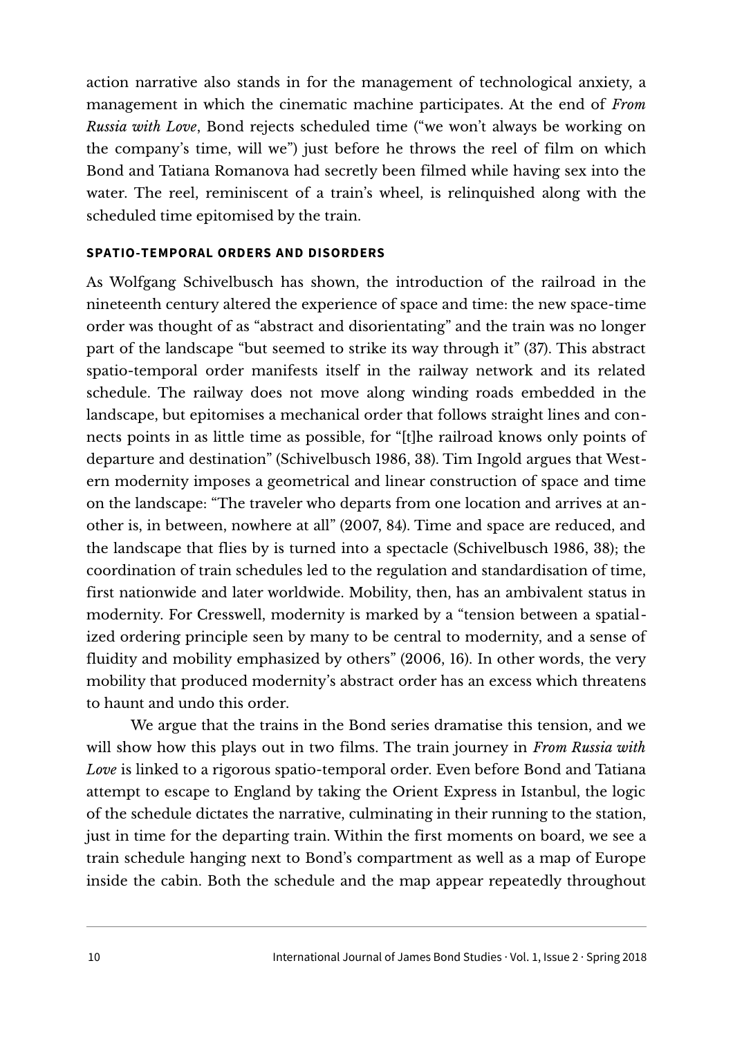action narrative also stands in for the management of technological anxiety, a management in which the cinematic machine participates. At the end of *From Russia with Love*, Bond rejects scheduled time ("we won't always be working on the company's time, will we") just before he throws the reel of film on which Bond and Tatiana Romanova had secretly been filmed while having sex into the water. The reel, reminiscent of a train's wheel, is relinquished along with the scheduled time epitomised by the train.

### SPATIO-TEMPORAL ORDERS AND DISORDERS

As Wolfgang Schivelbusch has shown, the introduction of the railroad in the nineteenth century altered the experience of space and time: the new space-time order was thought of as "abstract and disorientating" and the train was no longer part of the landscape "but seemed to strike its way through it" (37). This abstract spatio-temporal order manifests itself in the railway network and its related schedule. The railway does not move along winding roads embedded in the landscape, but epitomises a mechanical order that follows straight lines and connects points in as little time as possible, for "[t]he railroad knows only points of departure and destination" (Schivelbusch 1986, 38). Tim Ingold argues that Western modernity imposes a geometrical and linear construction of space and time on the landscape: "The traveler who departs from one location and arrives at another is, in between, nowhere at all" (2007, 84). Time and space are reduced, and the landscape that flies by is turned into a spectacle (Schivelbusch 1986, 38); the coordination of train schedules led to the regulation and standardisation of time, first nationwide and later worldwide. Mobility, then, has an ambivalent status in modernity. For Cresswell, modernity is marked by a "tension between a spatialized ordering principle seen by many to be central to modernity, and a sense of fluidity and mobility emphasized by others" (2006, 16). In other words, the very mobility that produced modernity's abstract order has an excess which threatens to haunt and undo this order.

We argue that the trains in the Bond series dramatise this tension, and we will show how this plays out in two films. The train journey in *From Russia with Love* is linked to a rigorous spatio-temporal order. Even before Bond and Tatiana attempt to escape to England by taking the Orient Express in Istanbul, the logic of the schedule dictates the narrative, culminating in their running to the station, just in time for the departing train. Within the first moments on board, we see a train schedule hanging next to Bond's compartment as well as a map of Europe inside the cabin. Both the schedule and the map appear repeatedly throughout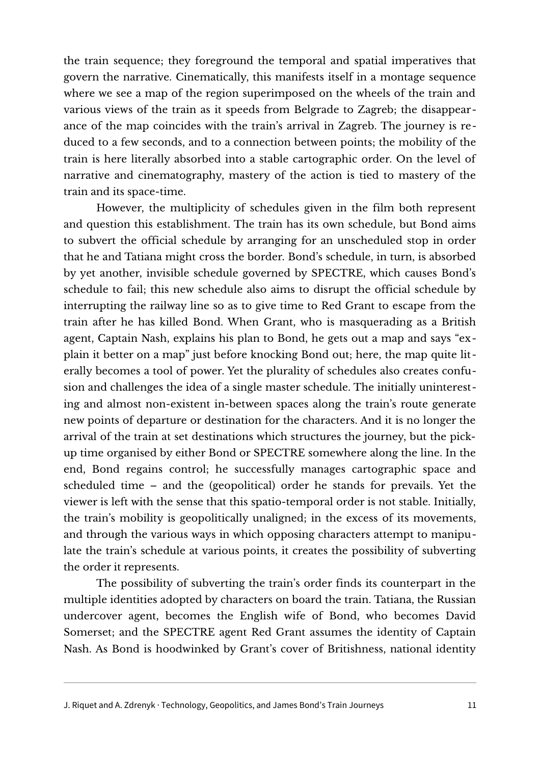the train sequence; they foreground the temporal and spatial imperatives that govern the narrative. Cinematically, this manifests itself in a montage sequence where we see a map of the region superimposed on the wheels of the train and various views of the train as it speeds from Belgrade to Zagreb; the disappearance of the map coincides with the train's arrival in Zagreb. The journey is reduced to a few seconds, and to a connection between points; the mobility of the train is here literally absorbed into a stable cartographic order. On the level of narrative and cinematography, mastery of the action is tied to mastery of the train and its space-time.

However, the multiplicity of schedules given in the film both represent and question this establishment. The train has its own schedule, but Bond aims to subvert the official schedule by arranging for an unscheduled stop in order that he and Tatiana might cross the border. Bond's schedule, in turn, is absorbed by yet another, invisible schedule governed by SPECTRE, which causes Bond's schedule to fail; this new schedule also aims to disrupt the official schedule by interrupting the railway line so as to give time to Red Grant to escape from the train after he has killed Bond. When Grant, who is masquerading as a British agent, Captain Nash, explains his plan to Bond, he gets out a map and says "explain it better on a map" just before knocking Bond out; here, the map quite literally becomes a tool of power. Yet the plurality of schedules also creates confusion and challenges the idea of a single master schedule. The initially uninteresting and almost non-existent in-between spaces along the train's route generate new points of departure or destination for the characters. And it is no longer the arrival of the train at set destinations which structures the journey, but the pick-up time organised by either Bond or SPECTRE somewhere along the line. In the end, Bond regains control; he successfully manages cartographic space and scheduled time – and the (geopolitical) order he stands for prevails. Yet the viewer is left with the sense that this spatio-temporal order is not stable. Initially, the train's mobility is geopolitically unaligned; in the excess of its movements, and through the various ways in which opposing characters attempt to manipulate the train's schedule at various points, it creates the possibility of subverting the order it represents.

The possibility of subverting the train's order finds its counterpart in the multiple identities adopted by characters on board the train. Tatiana, the Russian undercover agent, becomes the English wife of Bond, who becomes David Somerset; and the SPECTRE agent Red Grant assumes the identity of Captain Nash. As Bond is hoodwinked by Grant's cover of Britishness, national identity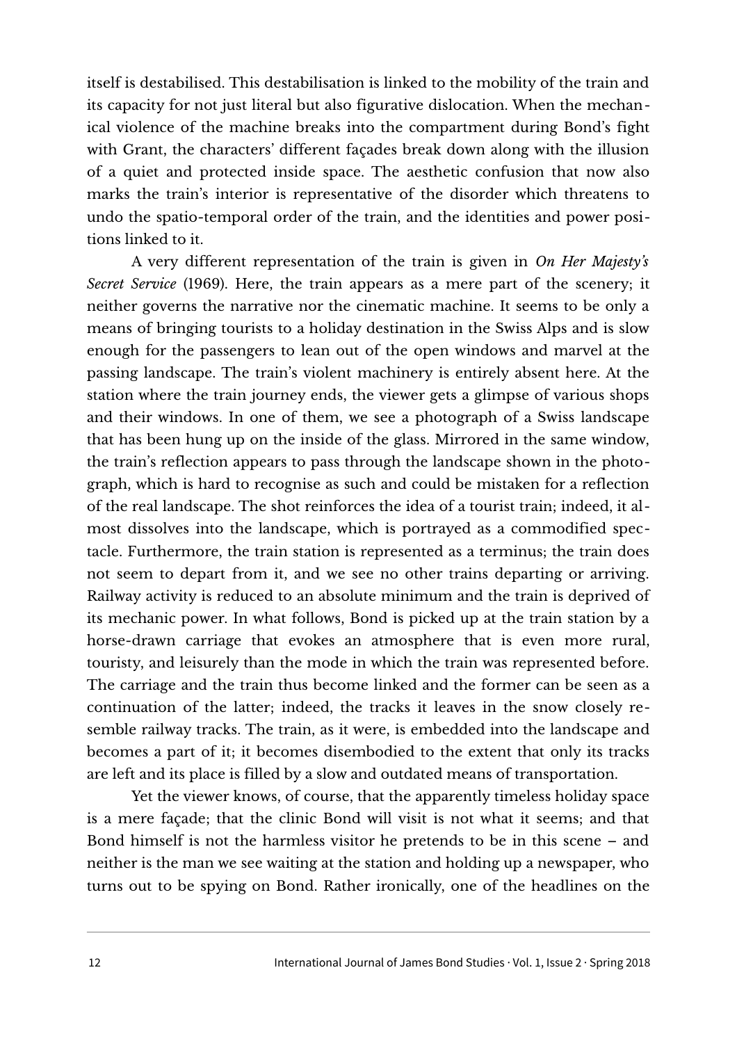itself is destabilised. This destabilisation is linked to the mobility of the train and its capacity for not just literal but also figurative dislocation. When the mechanical violence of the machine breaks into the compartment during Bond's fight with Grant, the characters' different façades break down along with the illusion of a quiet and protected inside space. The aesthetic confusion that now also marks the train's interior is representative of the disorder which threatens to undo the spatio-temporal order of the train, and the identities and power positions linked to it.

A very different representation of the train is given in *On Her Majesty's Secret Service* (1969). Here, the train appears as a mere part of the scenery; it neither governs the narrative nor the cinematic machine. It seems to be only a means of bringing tourists to a holiday destination in the Swiss Alps and is slow enough for the passengers to lean out of the open windows and marvel at the passing landscape. The train's violent machinery is entirely absent here. At the station where the train journey ends, the viewer gets a glimpse of various shops and their windows. In one of them, we see a photograph of a Swiss landscape that has been hung up on the inside of the glass. Mirrored in the same window, the train's reflection appears to pass through the landscape shown in the photograph, which is hard to recognise as such and could be mistaken for a reflection of the real landscape. The shot reinforces the idea of a tourist train; indeed, it almost dissolves into the landscape, which is portrayed as a commodified spectacle. Furthermore, the train station is represented as a terminus; the train does not seem to depart from it, and we see no other trains departing or arriving. Railway activity is reduced to an absolute minimum and the train is deprived of its mechanic power. In what follows, Bond is picked up at the train station by a horse-drawn carriage that evokes an atmosphere that is even more rural, touristy, and leisurely than the mode in which the train was represented before. The carriage and the train thus become linked and the former can be seen as a continuation of the latter; indeed, the tracks it leaves in the snow closely resemble railway tracks. The train, as it were, is embedded into the landscape and becomes a part of it; it becomes disembodied to the extent that only its tracks are left and its place is filled by a slow and outdated means of transportation.

Yet the viewer knows, of course, that the apparently timeless holiday space is a mere façade; that the clinic Bond will visit is not what it seems; and that Bond himself is not the harmless visitor he pretends to be in this scene – and neither is the man we see waiting at the station and holding up a newspaper, who turns out to be spying on Bond. Rather ironically, one of the headlines on the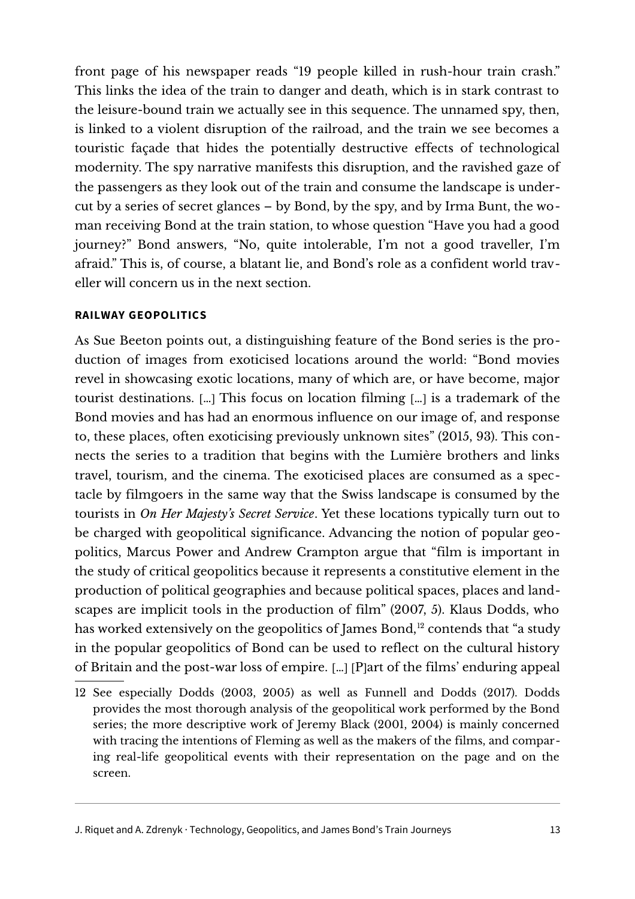front page of his newspaper reads "19 people killed in rush-hour train crash." This links the idea of the train to danger and death, which is in stark contrast to the leisure-bound train we actually see in this sequence. The unnamed spy, then, is linked to a violent disruption of the railroad, and the train we see becomes a touristic façade that hides the potentially destructive effects of technological modernity. The spy narrative manifests this disruption, and the ravished gaze of the passengers as they look out of the train and consume the landscape is undercut by a series of secret glances – by Bond, by the spy, and by Irma Bunt, the woman receiving Bond at the train station, to whose question "Have you had a good journey?" Bond answers, "No, quite intolerable, I'm not a good traveller, I'm afraid." This is, of course, a blatant lie, and Bond's role as a confident world traveller will concern us in the next section.

## RAILWAY GEOPOLITICS

As Sue Beeton points out, a distinguishing feature of the Bond series is the production of images from exoticised locations around the world: "Bond movies revel in showcasing exotic locations, many of which are, or have become, major tourist destinations. [...] This focus on location filming [...] is a trademark of the Bond movies and has had an enormous influence on our image of, and response to, these places, often exoticising previously unknown sites" (2015, 93). This connects the series to a tradition that begins with the Lumière brothers and links travel, tourism, and the cinema. The exoticised places are consumed as a spectacle by filmgoers in the same way that the Swiss landscape is consumed by the tourists in *On Her Majesty's Secret Service*. Yet these locations typically turn out to be charged with geopolitical significance. Advancing the notion of popular geopolitics, Marcus Power and Andrew Crampton argue that "film is important in the study of critical geopolitics because it represents a constitutive element in the production of political geographies and because political spaces, places and landscapes are implicit tools in the production of film" (2007, 5). Klaus Dodds, who has worked extensively on the geopolitics of James Bond,[12] contends that "a study in the popular geopolitics of Bond can be used to reflect on the cultural history of Britain and the post-war loss of empire. [...] [P]art of the films' enduring appeal

12 See especially Dodds (2003, 2005) as well as Funnell and Dodds (2017). Dodds provides the most thorough analysis of the geopolitical work performed by the Bond series; the more descriptive work of Jeremy Black (2001, 2004) is mainly concerned with tracing the intentions of Fleming as well as the makers of the films, and comparing real-life geopolitical events with their representation on the page and on the screen.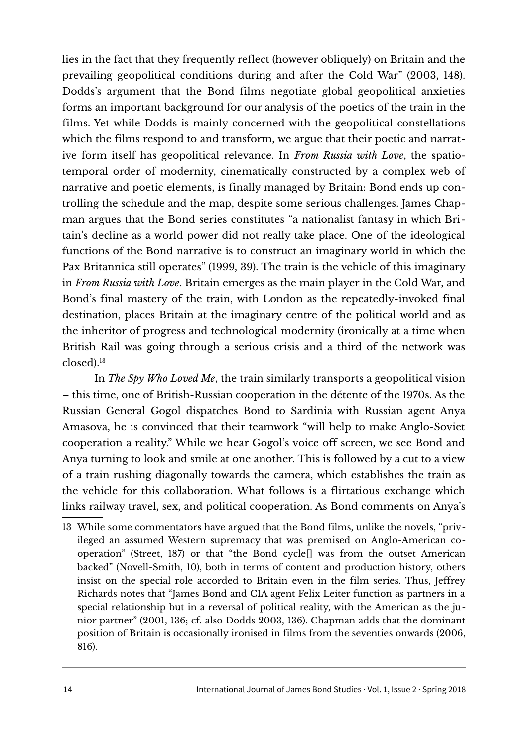lies in the fact that they frequently reflect (however obliquely) on Britain and the prevailing geopolitical conditions during and after the Cold War" (2003, 148). Dodds's argument that the Bond films negotiate global geopolitical anxieties forms an important background for our analysis of the poetics of the train in the films. Yet while Dodds is mainly concerned with the geopolitical constellations which the films respond to and transform, we argue that their poetic and narrative form itself has geopolitical relevance. In *From Russia with Love*, the spatio-temporal order of modernity, cinematically constructed by a complex web of narrative and poetic elements, is finally managed by Britain: Bond ends up controlling the schedule and the map, despite some serious challenges. James Chapman argues that the Bond series constitutes "a nationalist fantasy in which Britain's decline as a world power did not really take place. One of the ideological functions of the Bond narrative is to construct an imaginary world in which the Pax Britannica still operates" (1999, 39). The train is the vehicle of this imaginary in *From Russia with Love*. Britain emerges as the main player in the Cold War, and Bond's final mastery of the train, with London as the repeatedly-invoked final destination, places Britain at the imaginary centre of the political world and as the inheritor of progress and technological modernity (ironically at a time when British Rail was going through a serious crisis and a third of the network was closed).[13]

In *The Spy Who Loved Me*, the train similarly transports a geopolitical vision – this time, one of British-Russian cooperation in the détente of the 1970s. As the Russian General Gogol dispatches Bond to Sardinia with Russian agent Anya Amasova, he is convinced that their teamwork "will help to make Anglo-Soviet cooperation a reality." While we hear Gogol's voice off screen, we see Bond and Anya turning to look and smile at one another. This is followed by a cut to a view of a train rushing diagonally towards the camera, which establishes the train as the vehicle for this collaboration. What follows is a flirtatious exchange which links railway travel, sex, and political cooperation. As Bond comments on Anya's

---

13 While some commentators have argued that the Bond films, unlike the novels, "privileged an assumed Western supremacy that was premised on Anglo-American co-operation" (Street, 187) or that "the Bond cycle[] was from the outset American backed" (Novell-Smith, 10), both in terms of content and production history, others insist on the special role accorded to Britain even in the film series. Thus, Jeffrey Richards notes that "James Bond and CIA agent Felix Leiter function as partners in a special relationship but in a reversal of political reality, with the American as the junior partner" (2001, 136; cf. also Dodds 2003, 136). Chapman adds that the dominant position of Britain is occasionally ironised in films from the seventies onwards (2006, 816).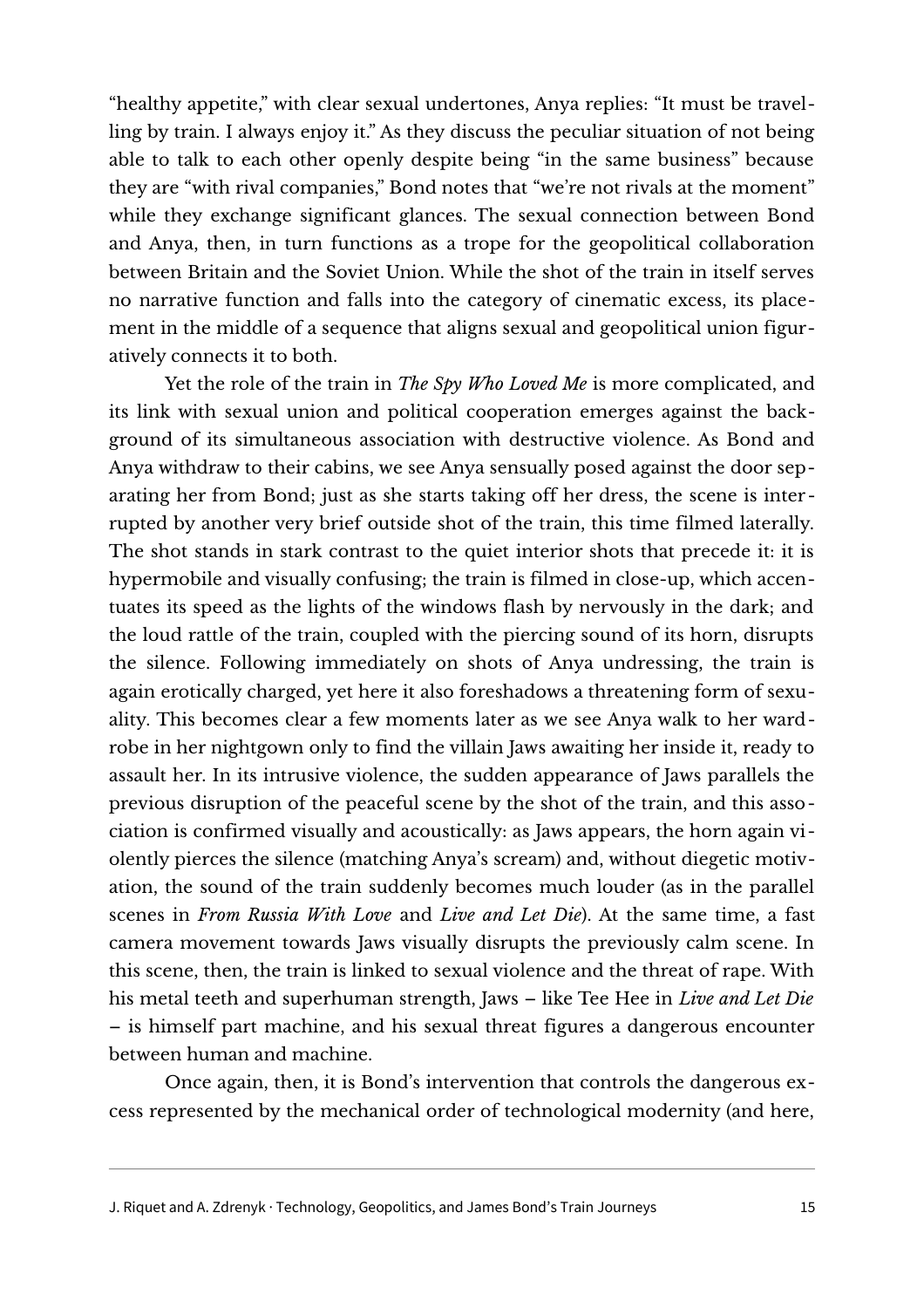"healthy appetite," with clear sexual undertones, Anya replies: "It must be travelling by train. I always enjoy it." As they discuss the peculiar situation of not being able to talk to each other openly despite being "in the same business" because they are "with rival companies," Bond notes that "we're not rivals at the moment" while they exchange significant glances. The sexual connection between Bond and Anya, then, in turn functions as a trope for the geopolitical collaboration between Britain and the Soviet Union. While the shot of the train in itself serves no narrative function and falls into the category of cinematic excess, its placement in the middle of a sequence that aligns sexual and geopolitical union figuratively connects it to both.

Yet the role of the train in *The Spy Who Loved Me* is more complicated, and its link with sexual union and political cooperation emerges against the background of its simultaneous association with destructive violence. As Bond and Anya withdraw to their cabins, we see Anya sensually posed against the door separating her from Bond; just as she starts taking off her dress, the scene is interrupted by another very brief outside shot of the train, this time filmed laterally. The shot stands in stark contrast to the quiet interior shots that precede it: it is hypermobile and visually confusing; the train is filmed in close-up, which accentuates its speed as the lights of the windows flash by nervously in the dark; and the loud rattle of the train, coupled with the piercing sound of its horn, disrupts the silence. Following immediately on shots of Anya undressing, the train is again erotically charged, yet here it also foreshadows a threatening form of sexuality. This becomes clear a few moments later as we see Anya walk to her wardrobe in her nightgown only to find the villain Jaws awaiting her inside it, ready to assault her. In its intrusive violence, the sudden appearance of Jaws parallels the previous disruption of the peaceful scene by the shot of the train, and this association is confirmed visually and acoustically: as Jaws appears, the horn again violently pierces the silence (matching Anya's scream) and, without diegetic motivation, the sound of the train suddenly becomes much louder (as in the parallel scenes in *From Russia With Love* and *Live and Let Die*). At the same time, a fast camera movement towards Jaws visually disrupts the previously calm scene. In this scene, then, the train is linked to sexual violence and the threat of rape. With his metal teeth and superhuman strength, Jaws – like Tee Hee in *Live and Let Die* – is himself part machine, and his sexual threat figures a dangerous encounter between human and machine.

Once again, then, it is Bond's intervention that controls the dangerous excess represented by the mechanical order of technological modernity (and here,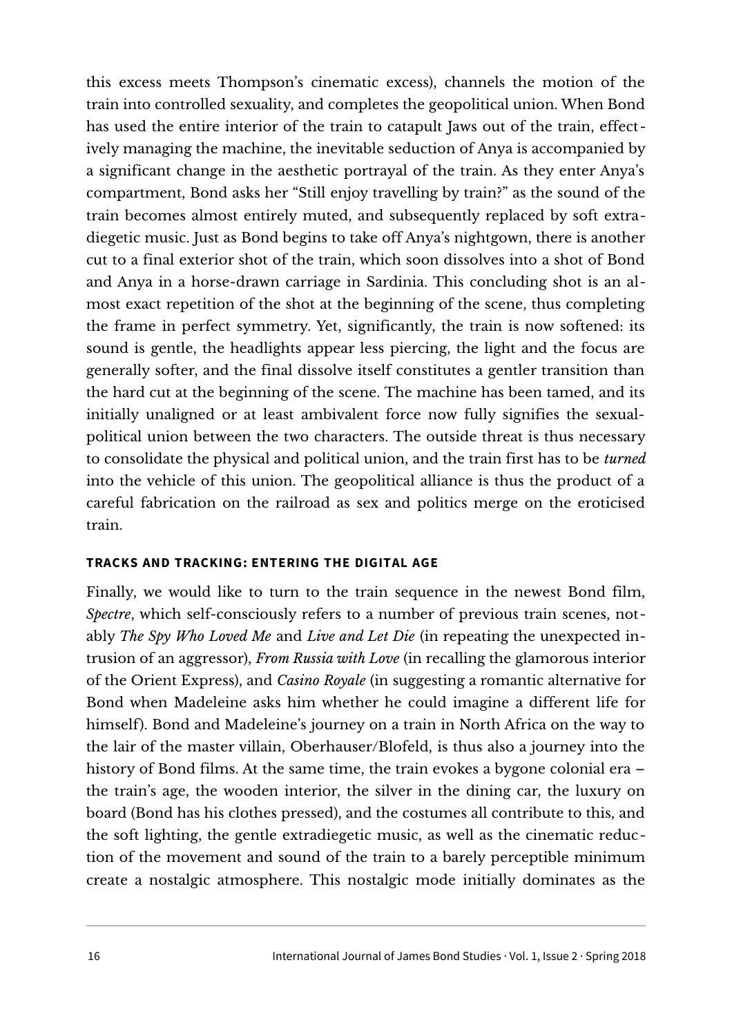this excess meets Thompson's cinematic excess), channels the motion of the train into controlled sexuality, and completes the geopolitical union. When Bond has used the entire interior of the train to catapult Jaws out of the train, effectively managing the machine, the inevitable seduction of Anya is accompanied by a significant change in the aesthetic portrayal of the train. As they enter Anya's compartment, Bond asks her "Still enjoy travelling by train?" as the sound of the train becomes almost entirely muted, and subsequently replaced by soft extradiegetic music. Just as Bond begins to take off Anya's nightgown, there is another cut to a final exterior shot of the train, which soon dissolves into a shot of Bond and Anya in a horse-drawn carriage in Sardinia. This concluding shot is an almost exact repetition of the shot at the beginning of the scene, thus completing the frame in perfect symmetry. Yet, significantly, the train is now softened: its sound is gentle, the headlights appear less piercing, the light and the focus are generally softer, and the final dissolve itself constitutes a gentler transition than the hard cut at the beginning of the scene. The machine has been tamed, and its initially unaligned or at least ambivalent force now fully signifies the sexual-political union between the two characters. The outside threat is thus necessary to consolidate the physical and political union, and the train first has to be *turned* into the vehicle of this union. The geopolitical alliance is thus the product of a careful fabrication on the railroad as sex and politics merge on the eroticised train.

## TRACKS AND TRACKING: ENTERING THE DIGITAL AGE

Finally, we would like to turn to the train sequence in the newest Bond film, *Spectre*, which self-consciously refers to a number of previous train scenes, notably *The Spy Who Loved Me* and *Live and Let Die* (in repeating the unexpected intrusion of an aggressor), *From Russia with Love* (in recalling the glamorous interior of the Orient Express), and *Casino Royale* (in suggesting a romantic alternative for Bond when Madeleine asks him whether he could imagine a different life for himself). Bond and Madeleine's journey on a train in North Africa on the way to the lair of the master villain, Oberhauser/Blofeld, is thus also a journey into the history of Bond films. At the same time, the train evokes a bygone colonial era – the train's age, the wooden interior, the silver in the dining car, the luxury on board (Bond has his clothes pressed), and the costumes all contribute to this, and the soft lighting, the gentle extradiegetic music, as well as the cinematic reduction of the movement and sound of the train to a barely perceptible minimum create a nostalgic atmosphere. This nostalgic mode initially dominates as the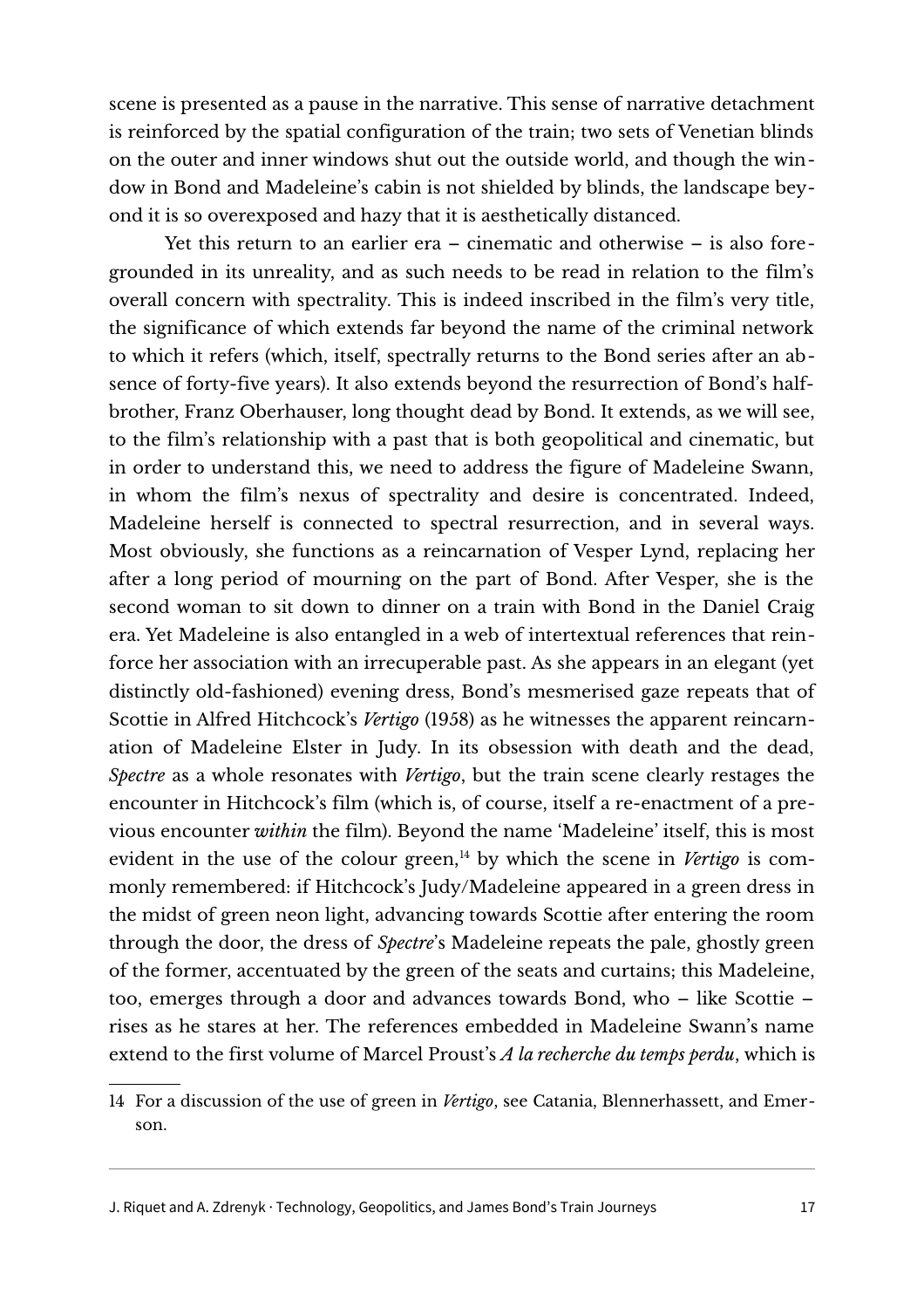scene is presented as a pause in the narrative. This sense of narrative detachment is reinforced by the spatial configuration of the train; two sets of Venetian blinds on the outer and inner windows shut out the outside world, and though the window in Bond and Madeleine's cabin is not shielded by blinds, the landscape beyond it is so overexposed and hazy that it is aesthetically distanced.

Yet this return to an earlier era – cinematic and otherwise – is also foregrounded in its unreality, and as such needs to be read in relation to the film's overall concern with spectrality. This is indeed inscribed in the film's very title, the significance of which extends far beyond the name of the criminal network to which it refers (which, itself, spectrally returns to the Bond series after an absence of forty-five years). It also extends beyond the resurrection of Bond's half-brother, Franz Oberhauser, long thought dead by Bond. It extends, as we will see, to the film's relationship with a past that is both geopolitical and cinematic, but in order to understand this, we need to address the figure of Madeleine Swann, in whom the film's nexus of spectrality and desire is concentrated. Indeed, Madeleine herself is connected to spectral resurrection, and in several ways. Most obviously, she functions as a reincarnation of Vesper Lynd, replacing her after a long period of mourning on the part of Bond. After Vesper, she is the second woman to sit down to dinner on a train with Bond in the Daniel Craig era. Yet Madeleine is also entangled in a web of intertextual references that reinforce her association with an irrecuperable past. As she appears in an elegant (yet distinctly old-fashioned) evening dress, Bond's mesmerised gaze repeats that of Scottie in Alfred Hitchcock's *Vertigo* (1958) as he witnesses the apparent reincarnation of Madeleine Elster in Judy. In its obsession with death and the dead, *Spectre* as a whole resonates with *Vertigo*, but the train scene clearly restages the encounter in Hitchcock's film (which is, of course, itself a re-enactment of a previous encounter *within* the film). Beyond the name 'Madeleine' itself, this is most evident in the use of the colour green,[14] by which the scene in *Vertigo* is commonly remembered: if Hitchcock's Judy/Madeleine appeared in a green dress in the midst of green neon light, advancing towards Scottie after entering the room through the door, the dress of *Spectre*'s Madeleine repeats the pale, ghostly green of the former, accentuated by the green of the seats and curtains; this Madeleine, too, emerges through a door and advances towards Bond, who – like Scottie – rises as he stares at her. The references embedded in Madeleine Swann's name extend to the first volume of Marcel Proust's *A la recherche du temps perdu*, which is

---

14 For a discussion of the use of green in *Vertigo*, see Catania, Blennerhassett, and Emerson.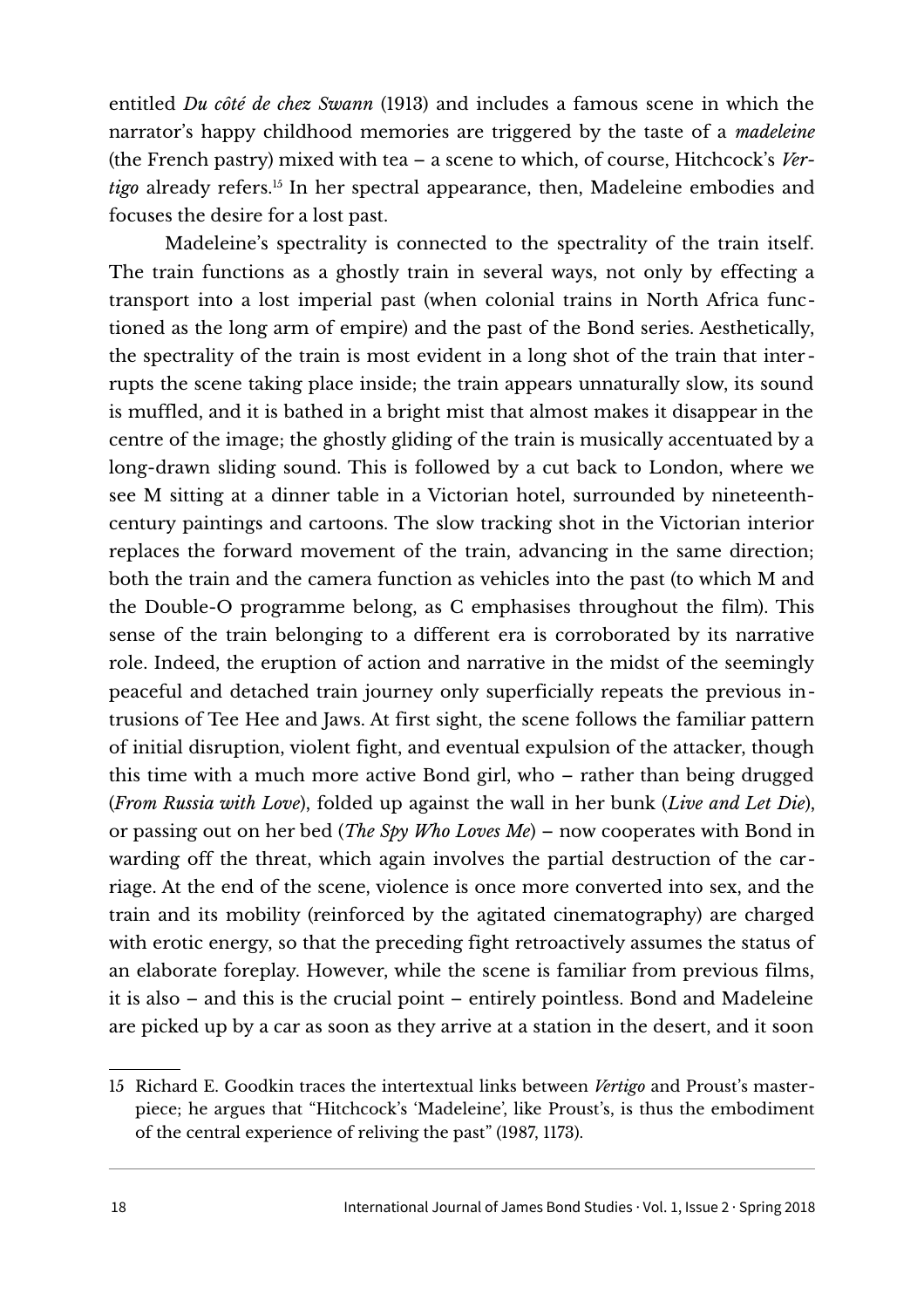entitled *Du côté de chez Swann* (1913) and includes a famous scene in which the narrator's happy childhood memories are triggered by the taste of a *madeleine* (the French pastry) mixed with tea – a scene to which, of course, Hitchcock's *Vertigo* already refers.[15] In her spectral appearance, then, Madeleine embodies and focuses the desire for a lost past.

Madeleine's spectrality is connected to the spectrality of the train itself. The train functions as a ghostly train in several ways, not only by effecting a transport into a lost imperial past (when colonial trains in North Africa functioned as the long arm of empire) and the past of the Bond series. Aesthetically, the spectrality of the train is most evident in a long shot of the train that interrupts the scene taking place inside; the train appears unnaturally slow, its sound is muffled, and it is bathed in a bright mist that almost makes it disappear in the centre of the image; the ghostly gliding of the train is musically accentuated by a long-drawn sliding sound. This is followed by a cut back to London, where we see M sitting at a dinner table in a Victorian hotel, surrounded by nineteenth-century paintings and cartoons. The slow tracking shot in the Victorian interior replaces the forward movement of the train, advancing in the same direction; both the train and the camera function as vehicles into the past (to which M and the Double-O programme belong, as C emphasises throughout the film). This sense of the train belonging to a different era is corroborated by its narrative role. Indeed, the eruption of action and narrative in the midst of the seemingly peaceful and detached train journey only superficially repeats the previous intrusions of Tee Hee and Jaws. At first sight, the scene follows the familiar pattern of initial disruption, violent fight, and eventual expulsion of the attacker, though this time with a much more active Bond girl, who – rather than being drugged (*From Russia with Love*), folded up against the wall in her bunk (*Live and Let Die*), or passing out on her bed (*The Spy Who Loves Me*) – now cooperates with Bond in warding off the threat, which again involves the partial destruction of the carriage. At the end of the scene, violence is once more converted into sex, and the train and its mobility (reinforced by the agitated cinematography) are charged with erotic energy, so that the preceding fight retroactively assumes the status of an elaborate foreplay. However, while the scene is familiar from previous films, it is also – and this is the crucial point – entirely pointless. Bond and Madeleine are picked up by a car as soon as they arrive at a station in the desert, and it soon

---

15 Richard E. Goodkin traces the intertextual links between *Vertigo* and Proust's masterpiece; he argues that "Hitchcock's 'Madeleine', like Proust's, is thus the embodiment of the central experience of reliving the past" (1987, 1173).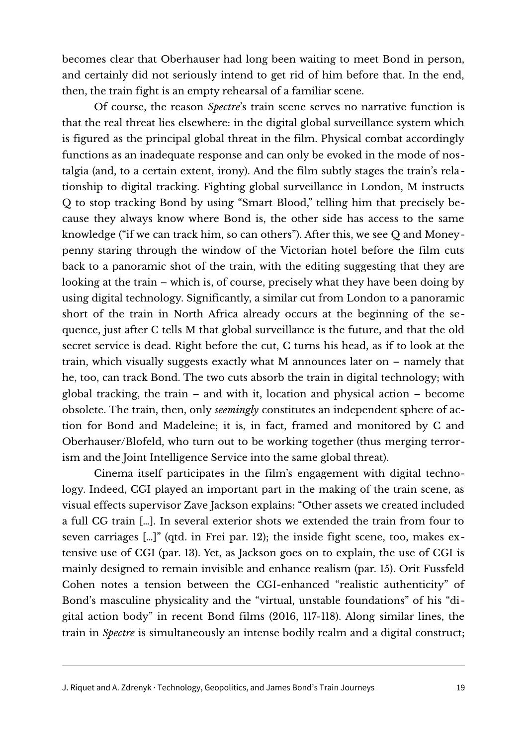becomes clear that Oberhauser had long been waiting to meet Bond in person, and certainly did not seriously intend to get rid of him before that. In the end, then, the train fight is an empty rehearsal of a familiar scene.

Of course, the reason *Spectre*'s train scene serves no narrative function is that the real threat lies elsewhere: in the digital global surveillance system which is figured as the principal global threat in the film. Physical combat accordingly functions as an inadequate response and can only be evoked in the mode of nostalgia (and, to a certain extent, irony). And the film subtly stages the train's relationship to digital tracking. Fighting global surveillance in London, M instructs Q to stop tracking Bond by using "Smart Blood," telling him that precisely because they always know where Bond is, the other side has access to the same knowledge ("if we can track him, so can others"). After this, we see Q and Moneypenny staring through the window of the Victorian hotel before the film cuts back to a panoramic shot of the train, with the editing suggesting that they are looking at the train – which is, of course, precisely what they have been doing by using digital technology. Significantly, a similar cut from London to a panoramic short of the train in North Africa already occurs at the beginning of the sequence, just after C tells M that global surveillance is the future, and that the old secret service is dead. Right before the cut, C turns his head, as if to look at the train, which visually suggests exactly what M announces later on – namely that he, too, can track Bond. The two cuts absorb the train in digital technology; with global tracking, the train – and with it, location and physical action – become obsolete. The train, then, only *seemingly* constitutes an independent sphere of action for Bond and Madeleine; it is, in fact, framed and monitored by C and Oberhauser/Blofeld, who turn out to be working together (thus merging terrorism and the Joint Intelligence Service into the same global threat).

Cinema itself participates in the film's engagement with digital technology. Indeed, CGI played an important part in the making of the train scene, as visual effects supervisor Zave Jackson explains: "Other assets we created included a full CG train […]. In several exterior shots we extended the train from four to seven carriages […]" (qtd. in Frei par. 12); the inside fight scene, too, makes extensive use of CGI (par. 13). Yet, as Jackson goes on to explain, the use of CGI is mainly designed to remain invisible and enhance realism (par. 15). Orit Fussfeld Cohen notes a tension between the CGI-enhanced "realistic authenticity" of Bond's masculine physicality and the "virtual, unstable foundations" of his "digital action body" in recent Bond films (2016, 117-118). Along similar lines, the train in *Spectre* is simultaneously an intense bodily realm and a digital construct;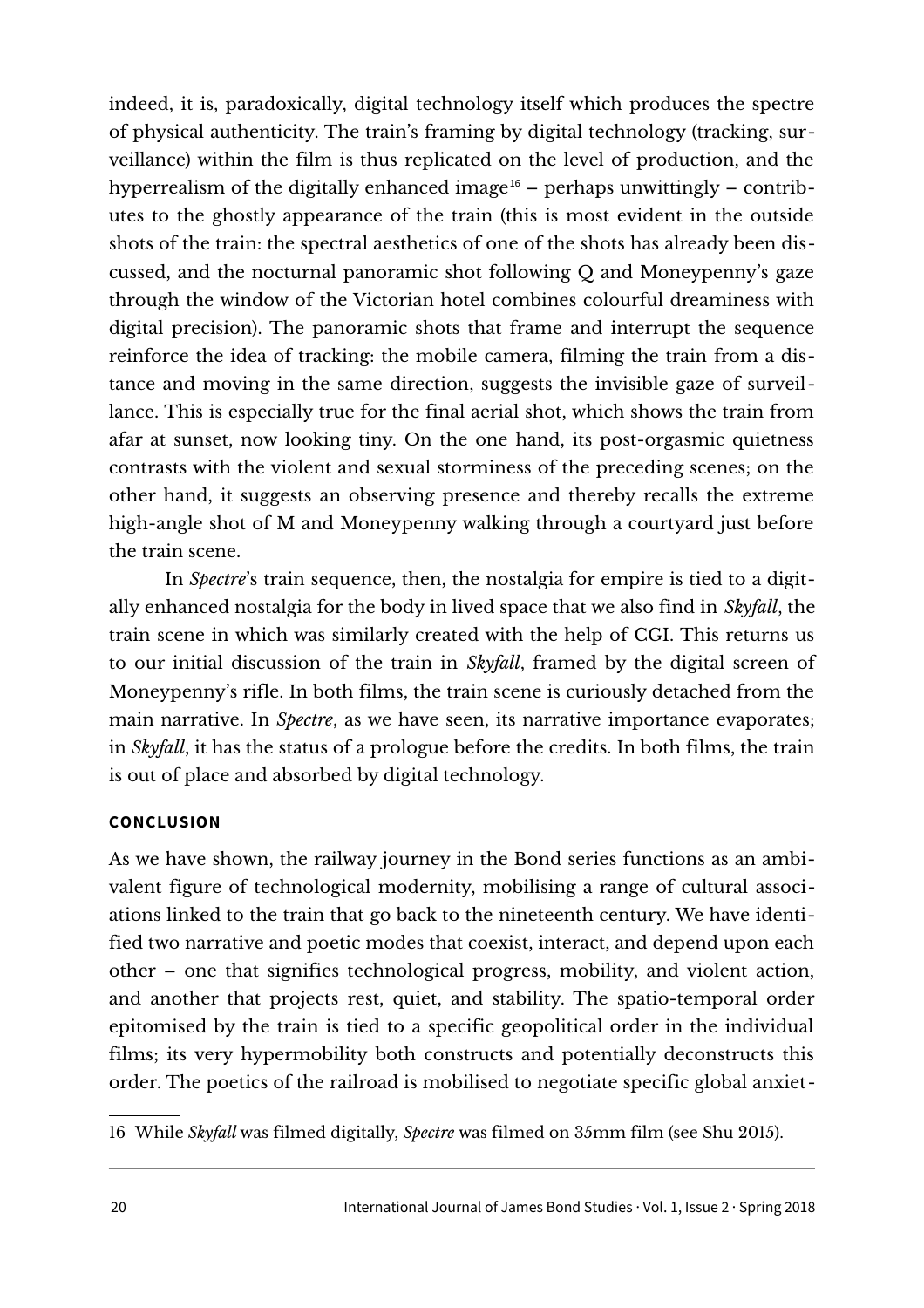indeed, it is, paradoxically, digital technology itself which produces the spectre of physical authenticity. The train's framing by digital technology (tracking, surveillance) within the film is thus replicated on the level of production, and the hyperrealism of the digitally enhanced image[16] – perhaps unwittingly – contributes to the ghostly appearance of the train (this is most evident in the outside shots of the train: the spectral aesthetics of one of the shots has already been discussed, and the nocturnal panoramic shot following Q and Moneypenny's gaze through the window of the Victorian hotel combines colourful dreaminess with digital precision). The panoramic shots that frame and interrupt the sequence reinforce the idea of tracking: the mobile camera, filming the train from a distance and moving in the same direction, suggests the invisible gaze of surveillance. This is especially true for the final aerial shot, which shows the train from afar at sunset, now looking tiny. On the one hand, its post-orgasmic quietness contrasts with the violent and sexual storminess of the preceding scenes; on the other hand, it suggests an observing presence and thereby recalls the extreme high-angle shot of M and Moneypenny walking through a courtyard just before the train scene.

In *Spectre*'s train sequence, then, the nostalgia for empire is tied to a digitally enhanced nostalgia for the body in lived space that we also find in *Skyfall*, the train scene in which was similarly created with the help of CGI. This returns us to our initial discussion of the train in *Skyfall*, framed by the digital screen of Moneypenny's rifle. In both films, the train scene is curiously detached from the main narrative. In *Spectre*, as we have seen, its narrative importance evaporates; in *Skyfall*, it has the status of a prologue before the credits. In both films, the train is out of place and absorbed by digital technology.

## CONCLUSION

As we have shown, the railway journey in the Bond series functions as an ambivalent figure of technological modernity, mobilising a range of cultural associations linked to the train that go back to the nineteenth century. We have identified two narrative and poetic modes that coexist, interact, and depend upon each other – one that signifies technological progress, mobility, and violent action, and another that projects rest, quiet, and stability. The spatio-temporal order epitomised by the train is tied to a specific geopolitical order in the individual films; its very hypermobility both constructs and potentially deconstructs this order. The poetics of the railroad is mobilised to negotiate specific global anxiet-

---

16 While *Skyfall* was filmed digitally, *Spectre* was filmed on 35mm film (see Shu 2015).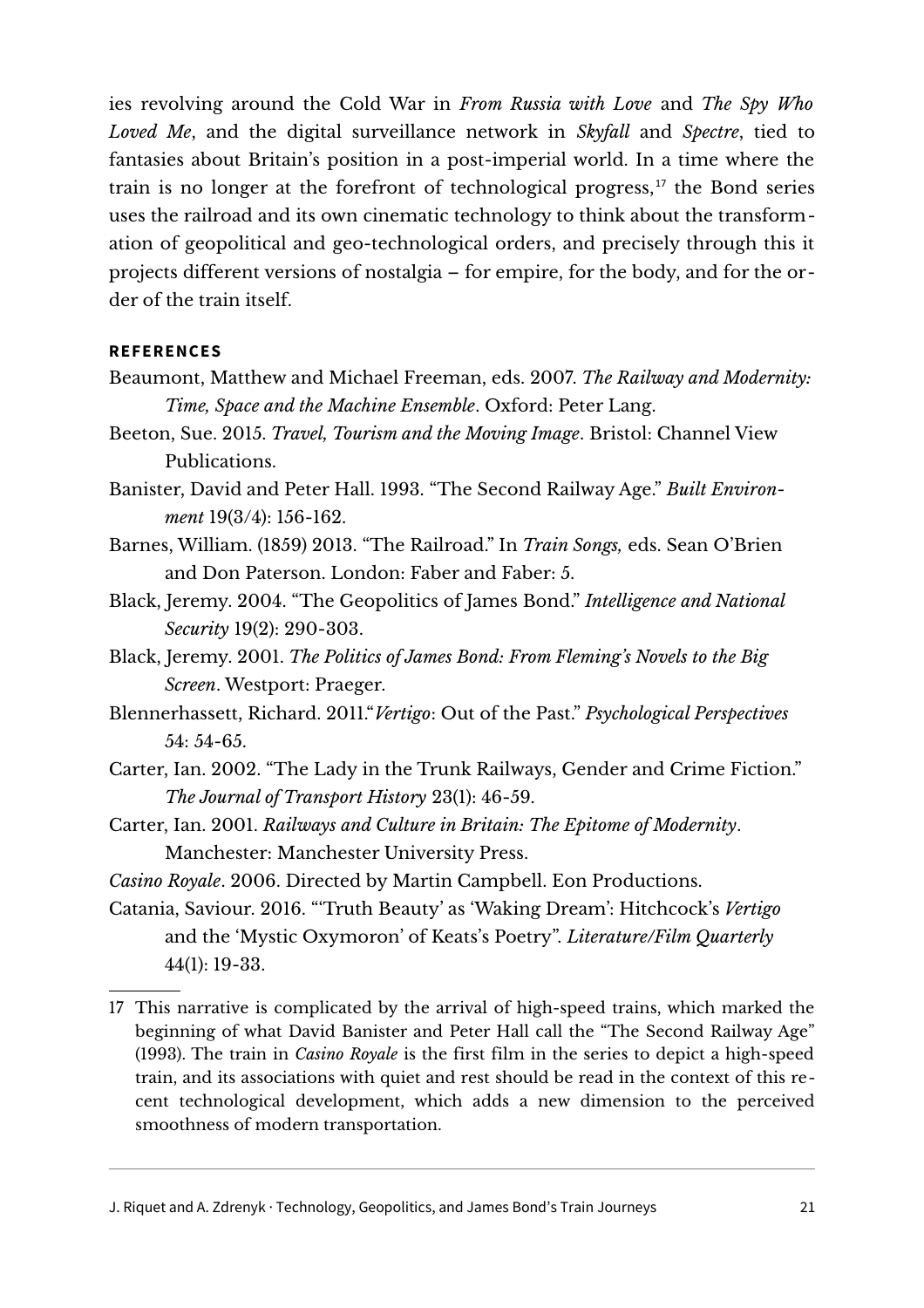ies revolving around the Cold War in *From Russia with Love* and *The Spy Who Loved Me*, and the digital surveillance network in *Skyfall* and *Spectre*, tied to fantasies about Britain's position in a post-imperial world. In a time where the train is no longer at the forefront of technological progress,[17] the Bond series uses the railroad and its own cinematic technology to think about the transformation of geopolitical and geo-technological orders, and precisely through this it projects different versions of nostalgia – for empire, for the body, and for the order of the train itself.

## REFERENCES

Beaumont, Matthew and Michael Freeman, eds. 2007. *The Railway and Modernity: Time, Space and the Machine Ensemble*. Oxford: Peter Lang.

Beeton, Sue. 2015. *Travel, Tourism and the Moving Image*. Bristol: Channel View Publications.

Banister, David and Peter Hall. 1993. "The Second Railway Age." *Built Environment* 19(3/4): 156-162.

Barnes, William. (1859) 2013. "The Railroad." In *Train Songs,* eds. Sean O'Brien and Don Paterson. London: Faber and Faber: 5.

Black, Jeremy. 2004. "The Geopolitics of James Bond." *Intelligence and National Security* 19(2): 290-303.

Black, Jeremy. 2001. *The Politics of James Bond: From Fleming's Novels to the Big Screen*. Westport: Praeger.

Blennerhassett, Richard. 2011."*Vertigo*: Out of the Past." *Psychological Perspectives* 54: 54-65.

Carter, Ian. 2002. "The Lady in the Trunk Railways, Gender and Crime Fiction." *The Journal of Transport History* 23(1): 46-59.

Carter, Ian. 2001. *Railways and Culture in Britain: The Epitome of Modernity*. Manchester: Manchester University Press.

*Casino Royale*. 2006. Directed by Martin Campbell. Eon Productions.

Catania, Saviour. 2016. "'Truth Beauty' as 'Waking Dream': Hitchcock's *Vertigo* and the 'Mystic Oxymoron' of Keats's Poetry". *Literature/Film Quarterly* 44(1): 19-33.

---

17 This narrative is complicated by the arrival of high-speed trains, which marked the beginning of what David Banister and Peter Hall call the "The Second Railway Age" (1993). The train in *Casino Royale* is the first film in the series to depict a high-speed train, and its associations with quiet and rest should be read in the context of this recent technological development, which adds a new dimension to the perceived smoothness of modern transportation.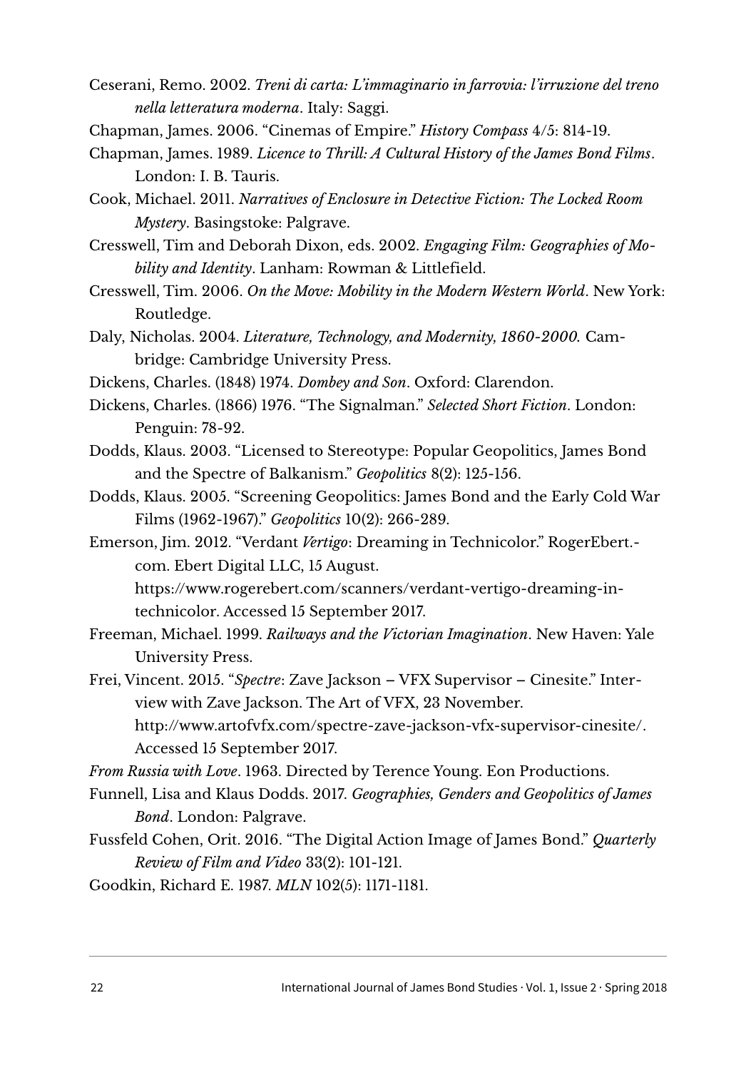Ceserani, Remo. 2002. *Treni di carta: L'immaginario in farrovia: l'irruzione del treno nella letteratura moderna*. Italy: Saggi.

Chapman, James. 2006. "Cinemas of Empire." *History Compass* 4/5: 814-19.

Chapman, James. 1989. *Licence to Thrill: A Cultural History of the James Bond Films*. London: I. B. Tauris.

Cook, Michael. 2011. *Narratives of Enclosure in Detective Fiction: The Locked Room Mystery*. Basingstoke: Palgrave.

Cresswell, Tim and Deborah Dixon, eds. 2002. *Engaging Film: Geographies of Mobility and Identity*. Lanham: Rowman & Littlefield.

Cresswell, Tim. 2006. *On the Move: Mobility in the Modern Western World*. New York: Routledge.

Daly, Nicholas. 2004. *Literature, Technology, and Modernity, 1860-2000.* Cambridge: Cambridge University Press.

Dickens, Charles. (1848) 1974. *Dombey and Son*. Oxford: Clarendon.

Dickens, Charles. (1866) 1976. "The Signalman." *Selected Short Fiction*. London: Penguin: 78-92.

Dodds, Klaus. 2003. "Licensed to Stereotype: Popular Geopolitics, James Bond and the Spectre of Balkanism." *Geopolitics* 8(2): 125-156.

Dodds, Klaus. 2005. "Screening Geopolitics: James Bond and the Early Cold War Films (1962-1967)." *Geopolitics* 10(2): 266-289.

Emerson, Jim. 2012. "Verdant *Vertigo*: Dreaming in Technicolor." RogerEbert.com. Ebert Digital LLC, 15 August. https://www.rogerebert.com/scanners/verdant-vertigo-dreaming-in-technicolor. Accessed 15 September 2017.

Freeman, Michael. 1999. *Railways and the Victorian Imagination*. New Haven: Yale University Press.

Frei, Vincent. 2015. "*Spectre*: Zave Jackson – VFX Supervisor – Cinesite." Interview with Zave Jackson. The Art of VFX, 23 November. http://www.artofvfx.com/spectre-zave-jackson-vfx-supervisor-cinesite/. Accessed 15 September 2017.

*From Russia with Love*. 1963. Directed by Terence Young. Eon Productions.

Funnell, Lisa and Klaus Dodds. 2017. *Geographies, Genders and Geopolitics of James Bond*. London: Palgrave.

Fussfeld Cohen, Orit. 2016. "The Digital Action Image of James Bond." *Quarterly Review of Film and Video* 33(2): 101-121.

Goodkin, Richard E. 1987. *MLN* 102(5): 1171-1181.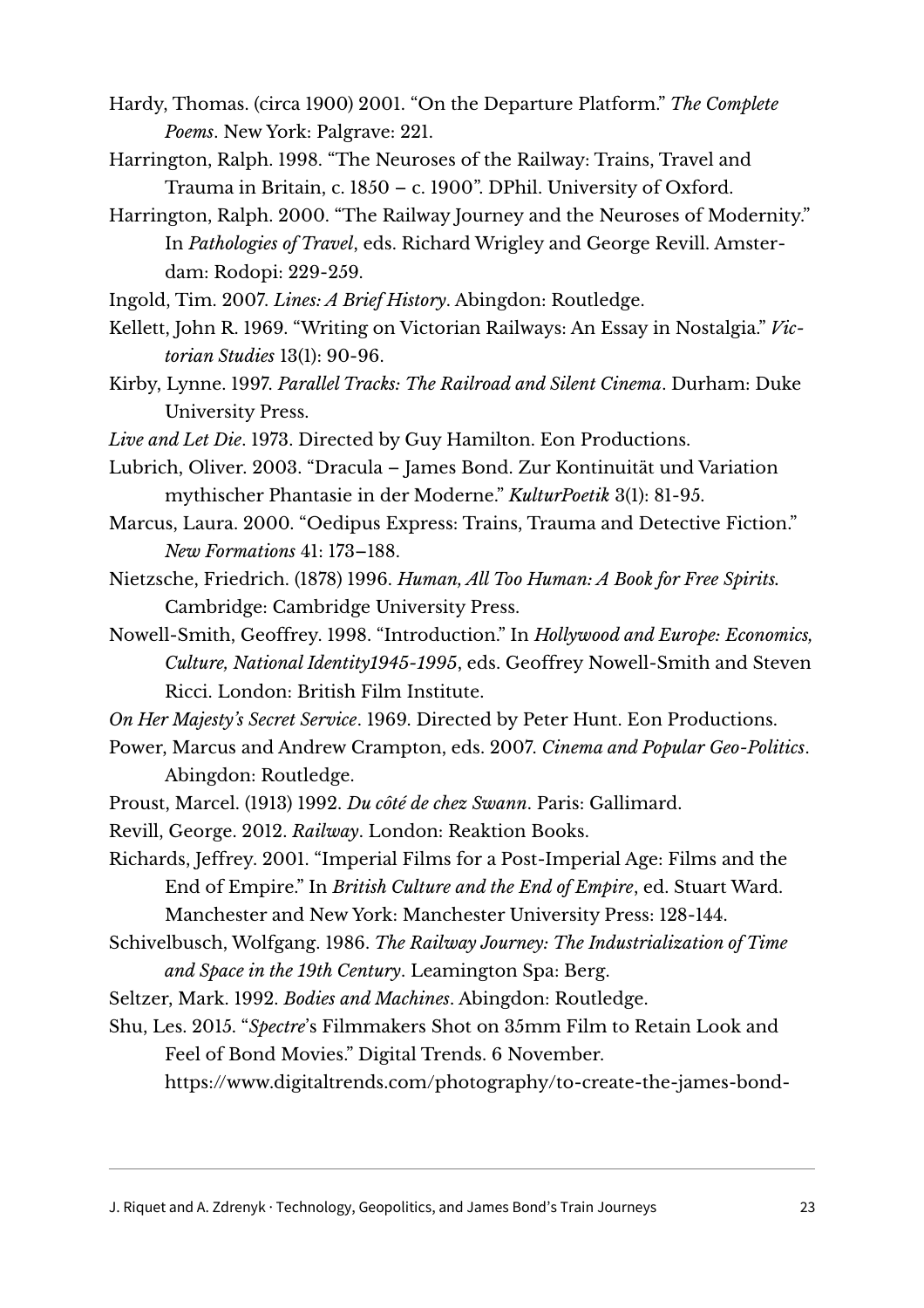Hardy, Thomas. (circa 1900) 2001. "On the Departure Platform." *The Complete Poems*. New York: Palgrave: 221.

Harrington, Ralph. 1998. "The Neuroses of the Railway: Trains, Travel and Trauma in Britain, c. 1850 – c. 1900". DPhil. University of Oxford.

Harrington, Ralph. 2000. "The Railway Journey and the Neuroses of Modernity." In *Pathologies of Travel*, eds. Richard Wrigley and George Revill. Amsterdam: Rodopi: 229-259.

Ingold, Tim. 2007. *Lines: A Brief History*. Abingdon: Routledge.

Kellett, John R. 1969. "Writing on Victorian Railways: An Essay in Nostalgia." *Victorian Studies* 13(1): 90-96.

Kirby, Lynne. 1997. *Parallel Tracks: The Railroad and Silent Cinema*. Durham: Duke University Press.

*Live and Let Die*. 1973. Directed by Guy Hamilton. Eon Productions.

Lubrich, Oliver. 2003. "Dracula – James Bond. Zur Kontinuität und Variation mythischer Phantasie in der Moderne." *KulturPoetik* 3(1): 81-95.

Marcus, Laura. 2000. "Oedipus Express: Trains, Trauma and Detective Fiction." *New Formations* 41: 173–188.

Nietzsche, Friedrich. (1878) 1996. *Human, All Too Human: A Book for Free Spirits.* Cambridge: Cambridge University Press.

Nowell-Smith, Geoffrey. 1998. "Introduction." In *Hollywood and Europe: Economics, Culture, National Identity1945-1995*, eds. Geoffrey Nowell-Smith and Steven Ricci. London: British Film Institute.

*On Her Majesty's Secret Service*. 1969. Directed by Peter Hunt. Eon Productions.

Power, Marcus and Andrew Crampton, eds. 2007. *Cinema and Popular Geo-Politics*. Abingdon: Routledge.

Proust, Marcel. (1913) 1992. *Du côté de chez Swann*. Paris: Gallimard.

Revill, George. 2012. *Railway*. London: Reaktion Books.

Richards, Jeffrey. 2001. "Imperial Films for a Post-Imperial Age: Films and the End of Empire." In *British Culture and the End of Empire*, ed. Stuart Ward. Manchester and New York: Manchester University Press: 128-144.

Schivelbusch, Wolfgang. 1986. *The Railway Journey: The Industrialization of Time and Space in the 19th Century*. Leamington Spa: Berg.

Seltzer, Mark. 1992. *Bodies and Machines*. Abingdon: Routledge.

Shu, Les. 2015. "*Spectre*'s Filmmakers Shot on 35mm Film to Retain Look and Feel of Bond Movies." Digital Trends. 6 November. https://www.digitaltrends.com/photography/to-create-the-james-bond-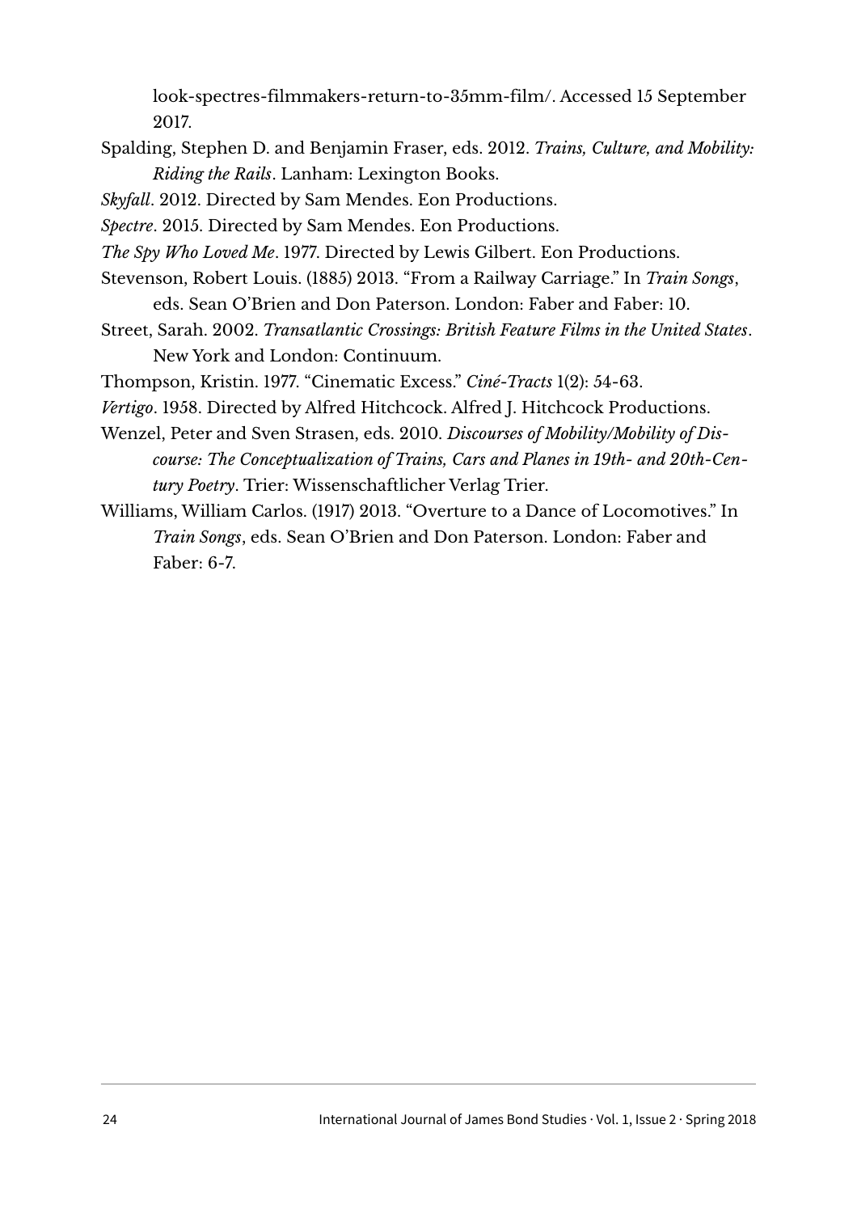look-spectres-filmmakers-return-to-35mm-film/. Accessed 15 September 2017.

Spalding, Stephen D. and Benjamin Fraser, eds. 2012. *Trains, Culture, and Mobility: Riding the Rails*. Lanham: Lexington Books.

*Skyfall*. 2012. Directed by Sam Mendes. Eon Productions.

*Spectre*. 2015. Directed by Sam Mendes. Eon Productions.

*The Spy Who Loved Me*. 1977. Directed by Lewis Gilbert. Eon Productions.

Stevenson, Robert Louis. (1885) 2013. "From a Railway Carriage." In *Train Songs*, eds. Sean O'Brien and Don Paterson. London: Faber and Faber: 10.

Street, Sarah. 2002. *Transatlantic Crossings: British Feature Films in the United States*. New York and London: Continuum.

Thompson, Kristin. 1977. "Cinematic Excess." *Ciné-Tracts* 1(2): 54-63.

*Vertigo*. 1958. Directed by Alfred Hitchcock. Alfred J. Hitchcock Productions.

Wenzel, Peter and Sven Strasen, eds. 2010. *Discourses of Mobility/Mobility of Discourse: The Conceptualization of Trains, Cars and Planes in 19th- and 20th-Century Poetry*. Trier: Wissenschaftlicher Verlag Trier.

Williams, William Carlos. (1917) 2013. "Overture to a Dance of Locomotives." In *Train Songs*, eds. Sean O'Brien and Don Paterson. London: Faber and Faber: 6-7.